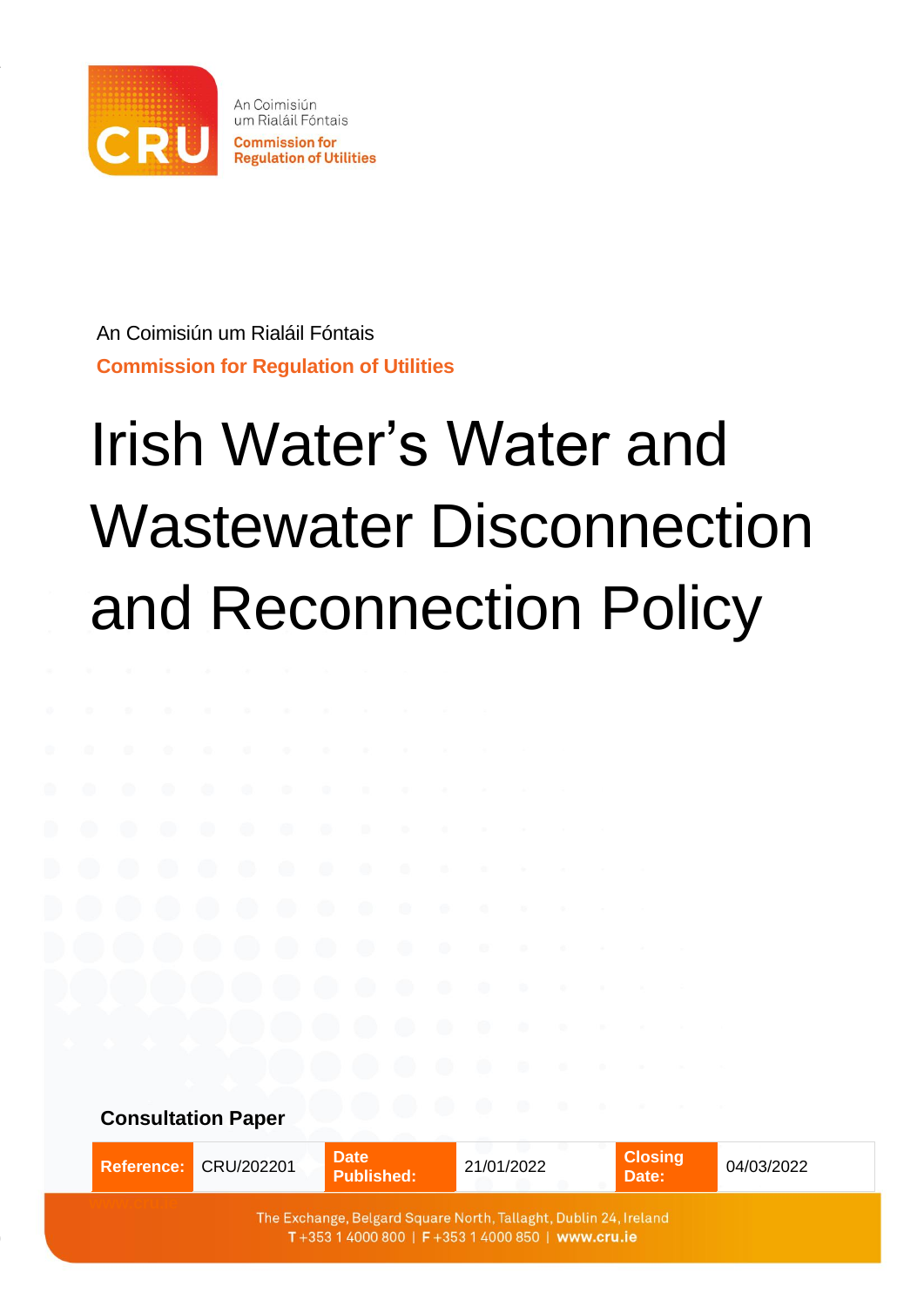An Coimisiún um Rialáil Fóntais
Commission for Regulation of Utilities

An Coimisiún um Rialáil Fóntais

**Commission for Regulation of Utilities**

# Irish Water's Water and Wastewater Disconnection and Reconnection Policy

**Consultation Paper**

| **Reference:** | CRU/202201 | **Date Published:** | 21/01/2022 | **Closing Date:** | 04/03/2022 |
|---|---|---|---|---|---|

The Exchange, Belgard Square North, Tallaght, Dublin 24, Ireland
T +353 1 4000 800 | F +353 1 4000 850 | www.cru.ie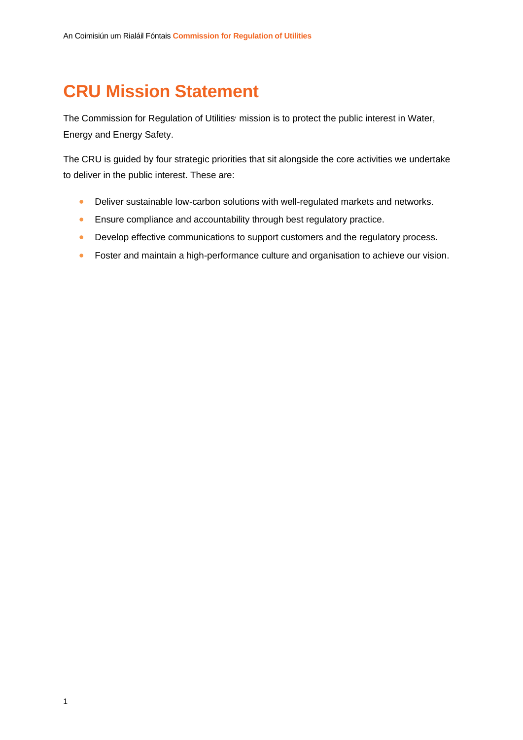# CRU Mission Statement

The Commission for Regulation of Utilities' mission is to protect the public interest in Water, Energy and Energy Safety.

The CRU is guided by four strategic priorities that sit alongside the core activities we undertake to deliver in the public interest. These are:

- Deliver sustainable low-carbon solutions with well-regulated markets and networks.
- Ensure compliance and accountability through best regulatory practice.
- Develop effective communications to support customers and the regulatory process.
- Foster and maintain a high-performance culture and organisation to achieve our vision.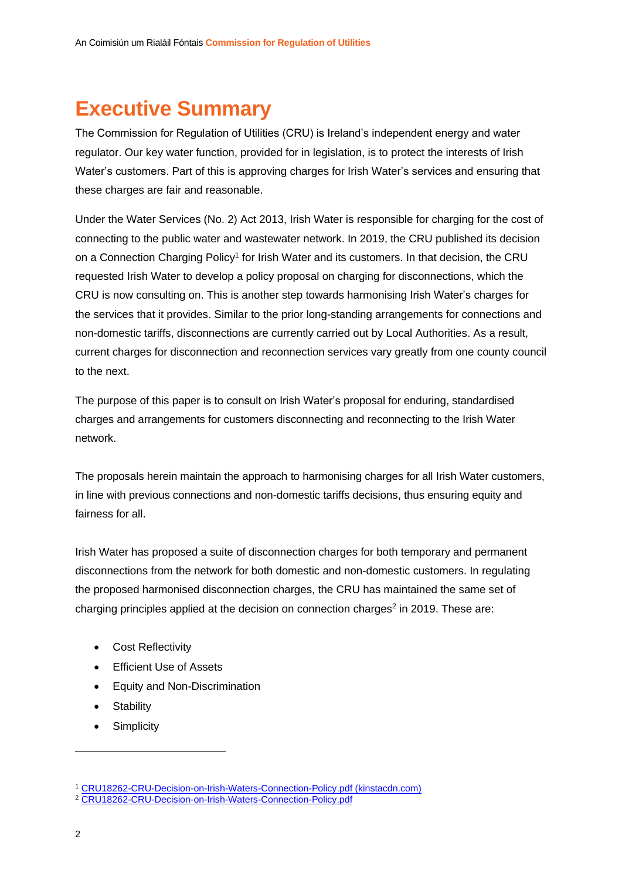# Executive Summary

The Commission for Regulation of Utilities (CRU) is Ireland's independent energy and water regulator. Our key water function, provided for in legislation, is to protect the interests of Irish Water's customers. Part of this is approving charges for Irish Water's services and ensuring that these charges are fair and reasonable.

Under the Water Services (No. 2) Act 2013, Irish Water is responsible for charging for the cost of connecting to the public water and wastewater network. In 2019, the CRU published its decision on a Connection Charging Policy[1] for Irish Water and its customers. In that decision, the CRU requested Irish Water to develop a policy proposal on charging for disconnections, which the CRU is now consulting on. This is another step towards harmonising Irish Water's charges for the services that it provides. Similar to the prior long-standing arrangements for connections and non-domestic tariffs, disconnections are currently carried out by Local Authorities. As a result, current charges for disconnection and reconnection services vary greatly from one county council to the next.

The purpose of this paper is to consult on Irish Water's proposal for enduring, standardised charges and arrangements for customers disconnecting and reconnecting to the Irish Water network.

The proposals herein maintain the approach to harmonising charges for all Irish Water customers, in line with previous connections and non-domestic tariffs decisions, thus ensuring equity and fairness for all.

Irish Water has proposed a suite of disconnection charges for both temporary and permanent disconnections from the network for both domestic and non-domestic customers. In regulating the proposed harmonised disconnection charges, the CRU has maintained the same set of charging principles applied at the decision on connection charges[2] in 2019. These are:

- Cost Reflectivity
- Efficient Use of Assets
- Equity and Non-Discrimination
- Stability
- Simplicity

---

[1] CRU18262-CRU-Decision-on-Irish-Waters-Connection-Policy.pdf (kinstacdn.com)

[2] CRU18262-CRU-Decision-on-Irish-Waters-Connection-Policy.pdf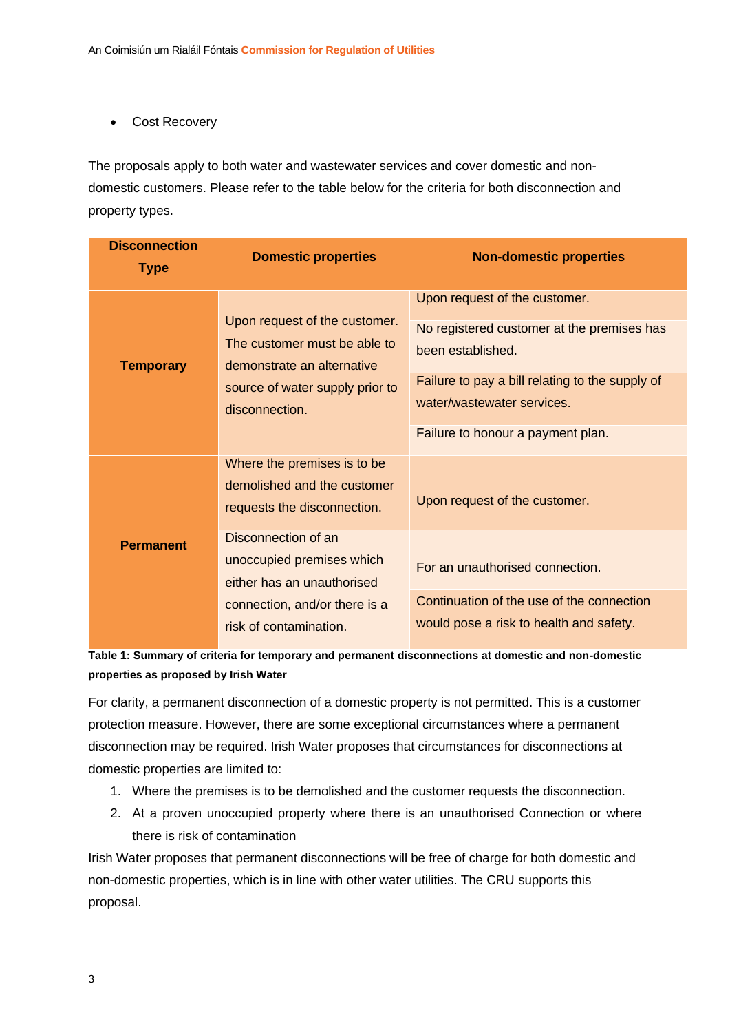- Cost Recovery

The proposals apply to both water and wastewater services and cover domestic and non-domestic customers. Please refer to the table below for the criteria for both disconnection and property types.

| Disconnection Type | Domestic properties | Non-domestic properties |
|---|---|---|
| Temporary | Upon request of the customer. The customer must be able to demonstrate an alternative source of water supply prior to disconnection. | Upon request of the customer. |
| | | No registered customer at the premises has been established. |
| | | Failure to pay a bill relating to the supply of water/wastewater services. |
| | | Failure to honour a payment plan. |
| Permanent | Where the premises is to be demolished and the customer requests the disconnection. | Upon request of the customer. |
| | Disconnection of an unoccupied premises which either has an unauthorised connection, and/or there is a risk of contamination. | For an unauthorised connection. |
| | | Continuation of the use of the connection would pose a risk to health and safety. |

**Table 1: Summary of criteria for temporary and permanent disconnections at domestic and non-domestic properties as proposed by Irish Water**

For clarity, a permanent disconnection of a domestic property is not permitted. This is a customer protection measure. However, there are some exceptional circumstances where a permanent disconnection may be required. Irish Water proposes that circumstances for disconnections at domestic properties are limited to:

1. Where the premises is to be demolished and the customer requests the disconnection.
2. At a proven unoccupied property where there is an unauthorised Connection or where there is risk of contamination

Irish Water proposes that permanent disconnections will be free of charge for both domestic and non-domestic properties, which is in line with other water utilities. The CRU supports this proposal.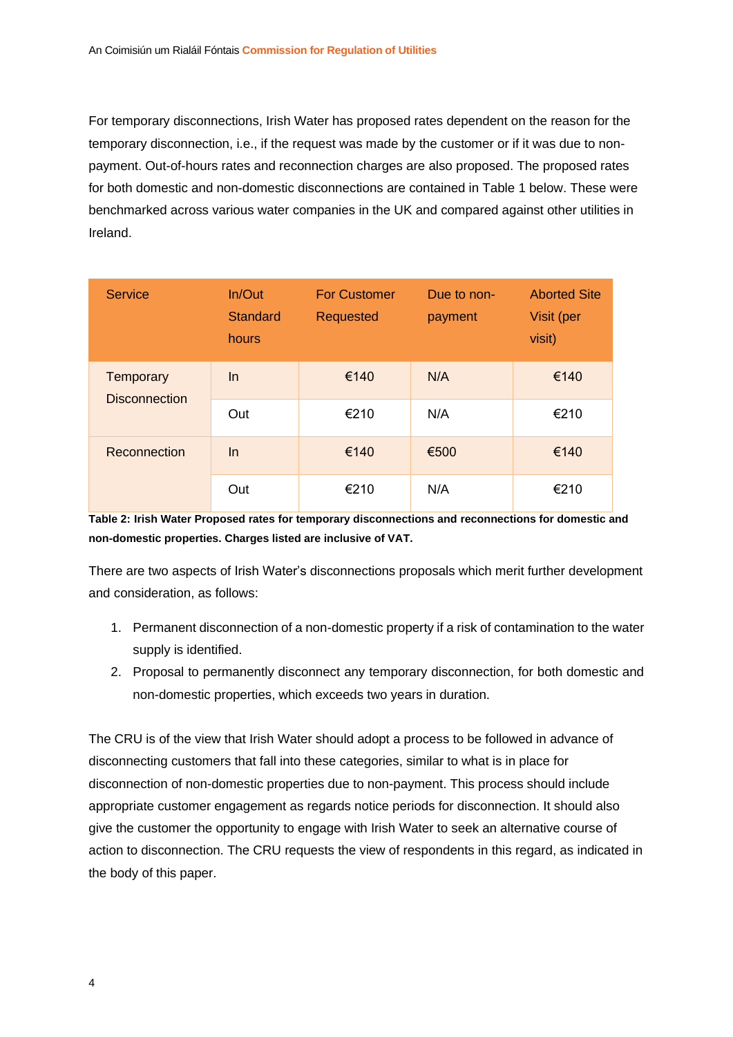For temporary disconnections, Irish Water has proposed rates dependent on the reason for the temporary disconnection, i.e., if the request was made by the customer or if it was due to non-payment. Out-of-hours rates and reconnection charges are also proposed. The proposed rates for both domestic and non-domestic disconnections are contained in Table 1 below. These were benchmarked across various water companies in the UK and compared against other utilities in Ireland.

| Service | In/Out Standard hours | For Customer Requested | Due to non-payment | Aborted Site Visit (per visit) |
|---|---|---|---|---|
| Temporary Disconnection | In | €140 | N/A | €140 |
| | Out | €210 | N/A | €210 |
| Reconnection | In | €140 | €500 | €140 |
| | Out | €210 | N/A | €210 |

**Table 2: Irish Water Proposed rates for temporary disconnections and reconnections for domestic and non-domestic properties. Charges listed are inclusive of VAT.**

There are two aspects of Irish Water's disconnections proposals which merit further development and consideration, as follows:

1. Permanent disconnection of a non-domestic property if a risk of contamination to the water supply is identified.
2. Proposal to permanently disconnect any temporary disconnection, for both domestic and non-domestic properties, which exceeds two years in duration.

The CRU is of the view that Irish Water should adopt a process to be followed in advance of disconnecting customers that fall into these categories, similar to what is in place for disconnection of non-domestic properties due to non-payment. This process should include appropriate customer engagement as regards notice periods for disconnection. It should also give the customer the opportunity to engage with Irish Water to seek an alternative course of action to disconnection. The CRU requests the view of respondents in this regard, as indicated in the body of this paper.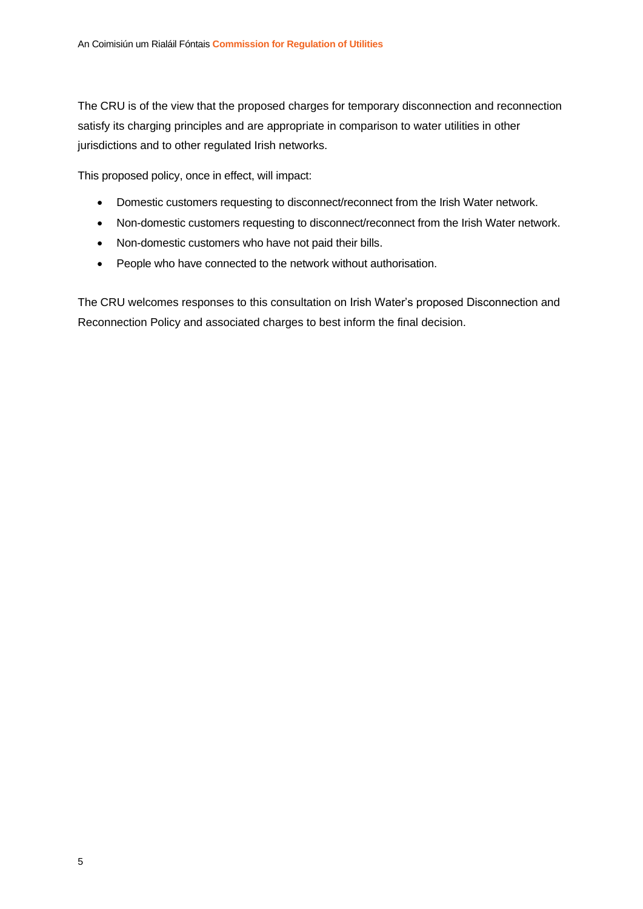The CRU is of the view that the proposed charges for temporary disconnection and reconnection satisfy its charging principles and are appropriate in comparison to water utilities in other jurisdictions and to other regulated Irish networks.

This proposed policy, once in effect, will impact:

- Domestic customers requesting to disconnect/reconnect from the Irish Water network.
- Non-domestic customers requesting to disconnect/reconnect from the Irish Water network.
- Non-domestic customers who have not paid their bills.
- People who have connected to the network without authorisation.

The CRU welcomes responses to this consultation on Irish Water's proposed Disconnection and Reconnection Policy and associated charges to best inform the final decision.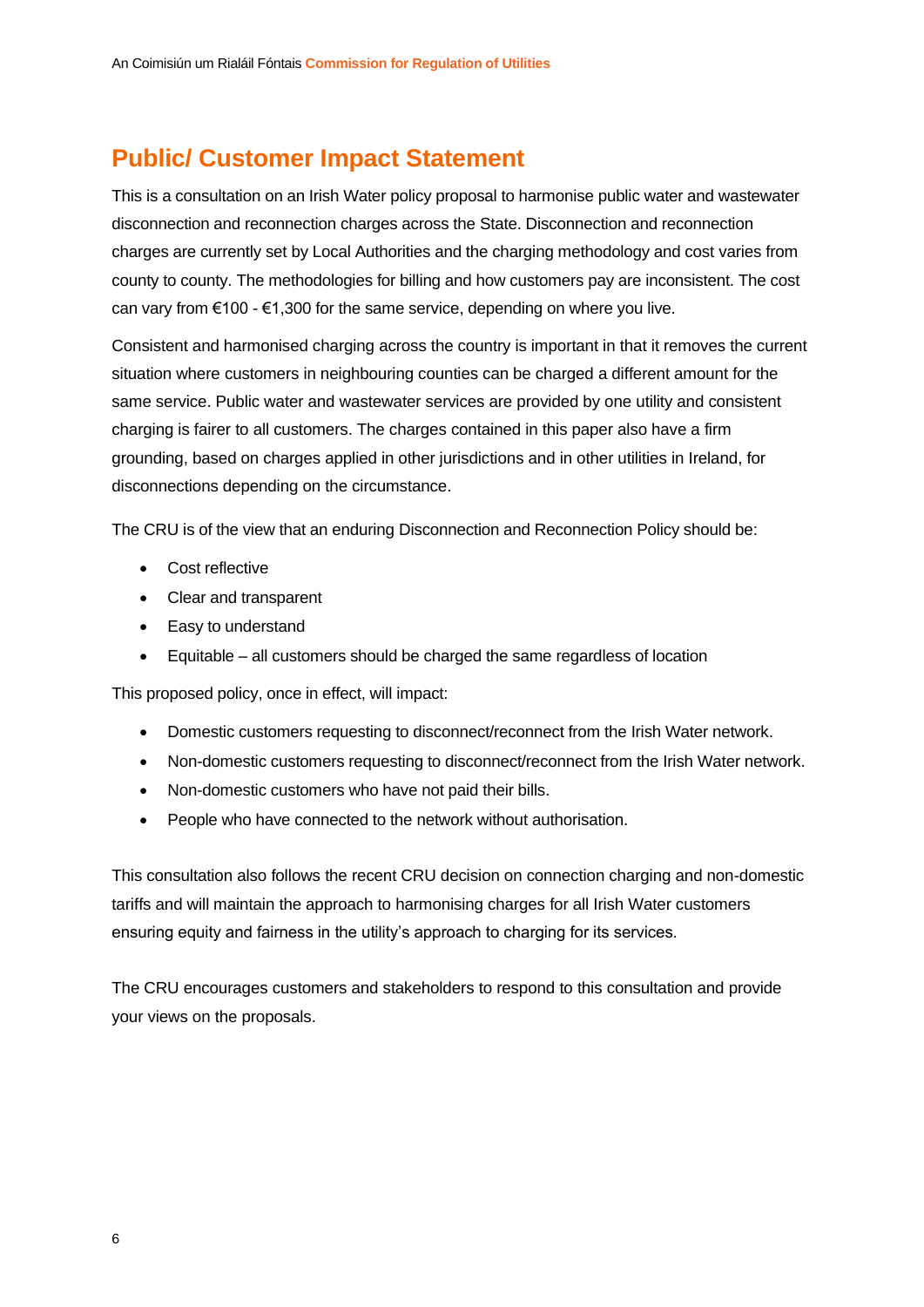# Public/ Customer Impact Statement

This is a consultation on an Irish Water policy proposal to harmonise public water and wastewater disconnection and reconnection charges across the State. Disconnection and reconnection charges are currently set by Local Authorities and the charging methodology and cost varies from county to county. The methodologies for billing and how customers pay are inconsistent. The cost can vary from €100 - €1,300 for the same service, depending on where you live.

Consistent and harmonised charging across the country is important in that it removes the current situation where customers in neighbouring counties can be charged a different amount for the same service. Public water and wastewater services are provided by one utility and consistent charging is fairer to all customers. The charges contained in this paper also have a firm grounding, based on charges applied in other jurisdictions and in other utilities in Ireland, for disconnections depending on the circumstance.

The CRU is of the view that an enduring Disconnection and Reconnection Policy should be:

- Cost reflective
- Clear and transparent
- Easy to understand
- Equitable – all customers should be charged the same regardless of location

This proposed policy, once in effect, will impact:

- Domestic customers requesting to disconnect/reconnect from the Irish Water network.
- Non-domestic customers requesting to disconnect/reconnect from the Irish Water network.
- Non-domestic customers who have not paid their bills.
- People who have connected to the network without authorisation.

This consultation also follows the recent CRU decision on connection charging and non-domestic tariffs and will maintain the approach to harmonising charges for all Irish Water customers ensuring equity and fairness in the utility's approach to charging for its services.

The CRU encourages customers and stakeholders to respond to this consultation and provide your views on the proposals.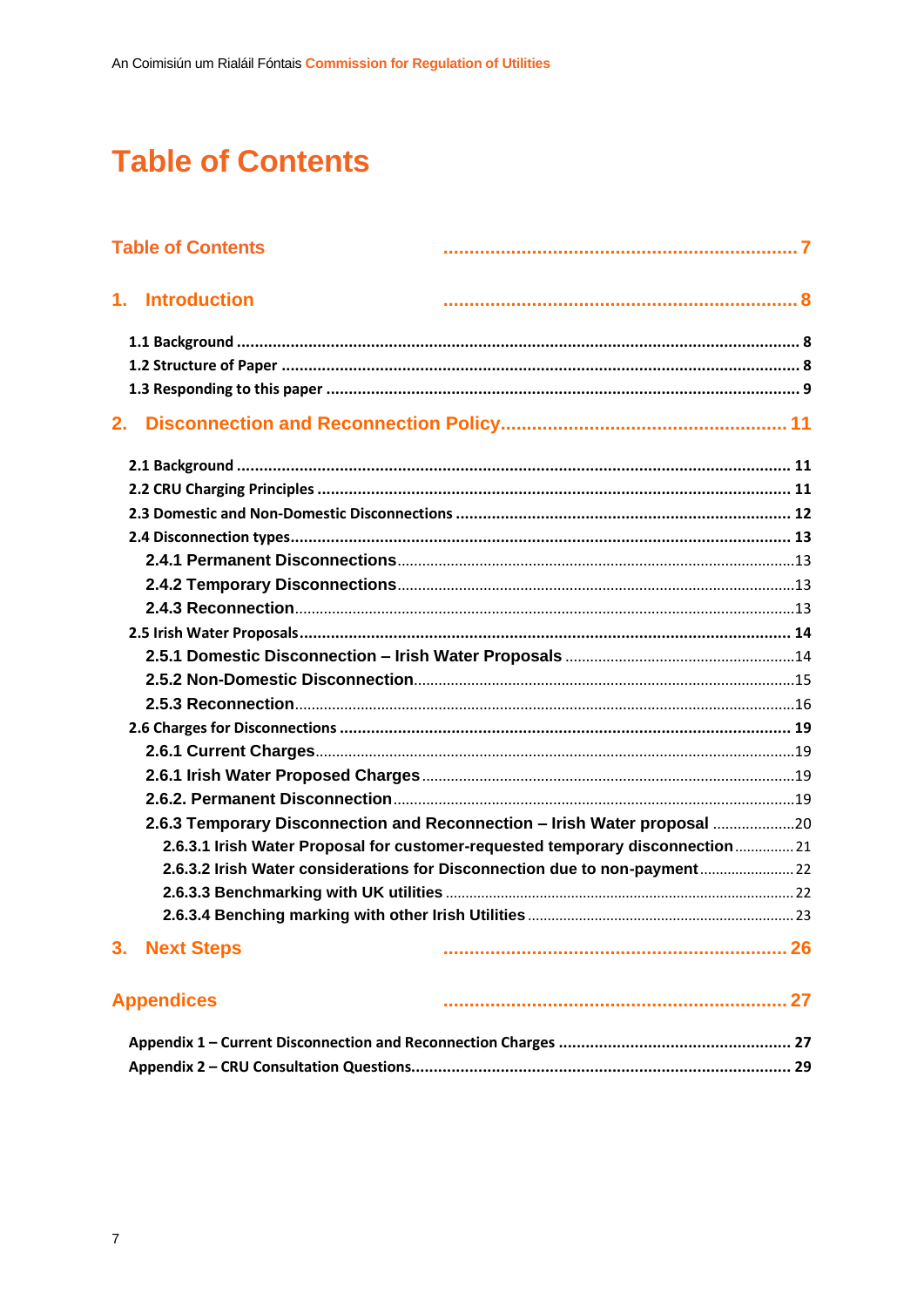# Table of Contents

| | |
|---|---|
| **Table of Contents** | **7** |
| **1. Introduction** | **8** |
| 1.1 Background | 8 |
| 1.2 Structure of Paper | 8 |
| 1.3 Responding to this paper | 9 |
| **2. Disconnection and Reconnection Policy** | **11** |
| 2.1 Background | 11 |
| 2.2 CRU Charging Principles | 11 |
| 2.3 Domestic and Non-Domestic Disconnections | 12 |
| 2.4 Disconnection types | 13 |
| 2.4.1 Permanent Disconnections | 13 |
| 2.4.2 Temporary Disconnections | 13 |
| 2.4.3 Reconnection | 13 |
| 2.5 Irish Water Proposals | 14 |
| 2.5.1 Domestic Disconnection – Irish Water Proposals | 14 |
| 2.5.2 Non-Domestic Disconnection | 15 |
| 2.5.3 Reconnection | 16 |
| 2.6 Charges for Disconnections | 19 |
| 2.6.1 Current Charges | 19 |
| 2.6.1 Irish Water Proposed Charges | 19 |
| 2.6.2. Permanent Disconnection | 19 |
| 2.6.3 Temporary Disconnection and Reconnection – Irish Water proposal | 20 |
| 2.6.3.1 Irish Water Proposal for customer-requested temporary disconnection | 21 |
| 2.6.3.2 Irish Water considerations for Disconnection due to non-payment | 22 |
| 2.6.3.3 Benchmarking with UK utilities | 22 |
| 2.6.3.4 Benching marking with other Irish Utilities | 23 |
| **3. Next Steps** | **26** |
| **Appendices** | **27** |
| Appendix 1 – Current Disconnection and Reconnection Charges | 27 |
| Appendix 2 – CRU Consultation Questions | 29 |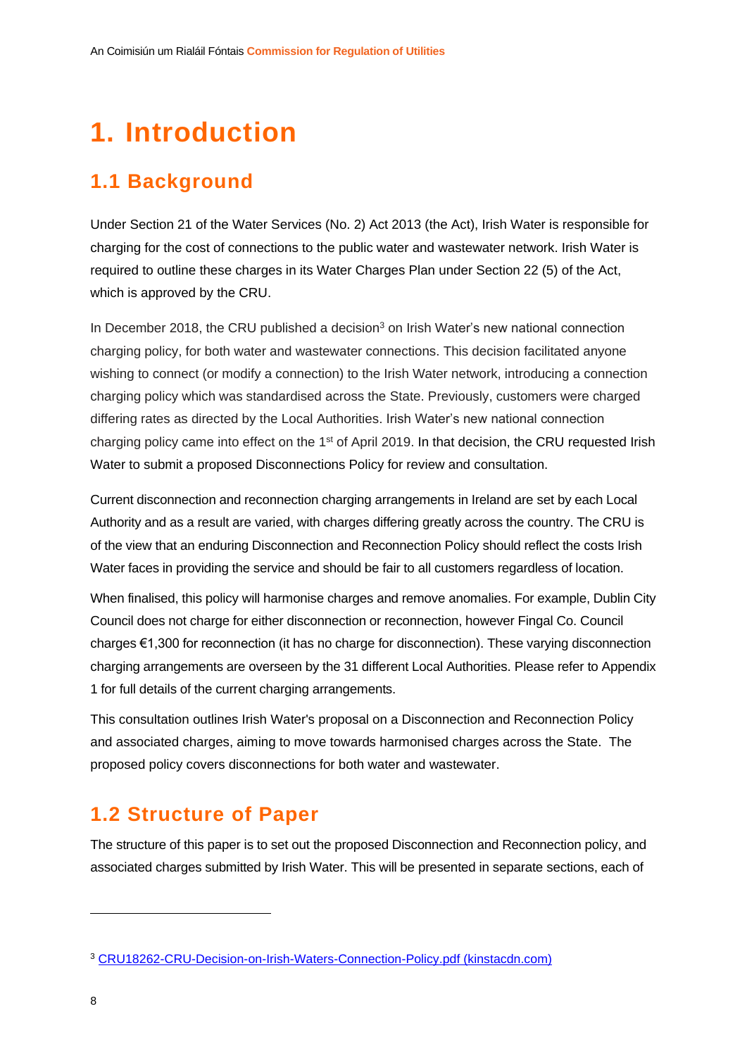# 1. Introduction

## 1.1 Background

Under Section 21 of the Water Services (No. 2) Act 2013 (the Act), Irish Water is responsible for charging for the cost of connections to the public water and wastewater network. Irish Water is required to outline these charges in its Water Charges Plan under Section 22 (5) of the Act, which is approved by the CRU.

In December 2018, the CRU published a decision[3] on Irish Water's new national connection charging policy, for both water and wastewater connections. This decision facilitated anyone wishing to connect (or modify a connection) to the Irish Water network, introducing a connection charging policy which was standardised across the State. Previously, customers were charged differing rates as directed by the Local Authorities. Irish Water's new national connection charging policy came into effect on the 1st of April 2019. In that decision, the CRU requested Irish Water to submit a proposed Disconnections Policy for review and consultation.

Current disconnection and reconnection charging arrangements in Ireland are set by each Local Authority and as a result are varied, with charges differing greatly across the country. The CRU is of the view that an enduring Disconnection and Reconnection Policy should reflect the costs Irish Water faces in providing the service and should be fair to all customers regardless of location.

When finalised, this policy will harmonise charges and remove anomalies. For example, Dublin City Council does not charge for either disconnection or reconnection, however Fingal Co. Council charges €1,300 for reconnection (it has no charge for disconnection). These varying disconnection charging arrangements are overseen by the 31 different Local Authorities. Please refer to Appendix 1 for full details of the current charging arrangements.

This consultation outlines Irish Water's proposal on a Disconnection and Reconnection Policy and associated charges, aiming to move towards harmonised charges across the State. The proposed policy covers disconnections for both water and wastewater.

## 1.2 Structure of Paper

The structure of this paper is to set out the proposed Disconnection and Reconnection policy, and associated charges submitted by Irish Water. This will be presented in separate sections, each of

[3] CRU18262-CRU-Decision-on-Irish-Waters-Connection-Policy.pdf (kinstacdn.com)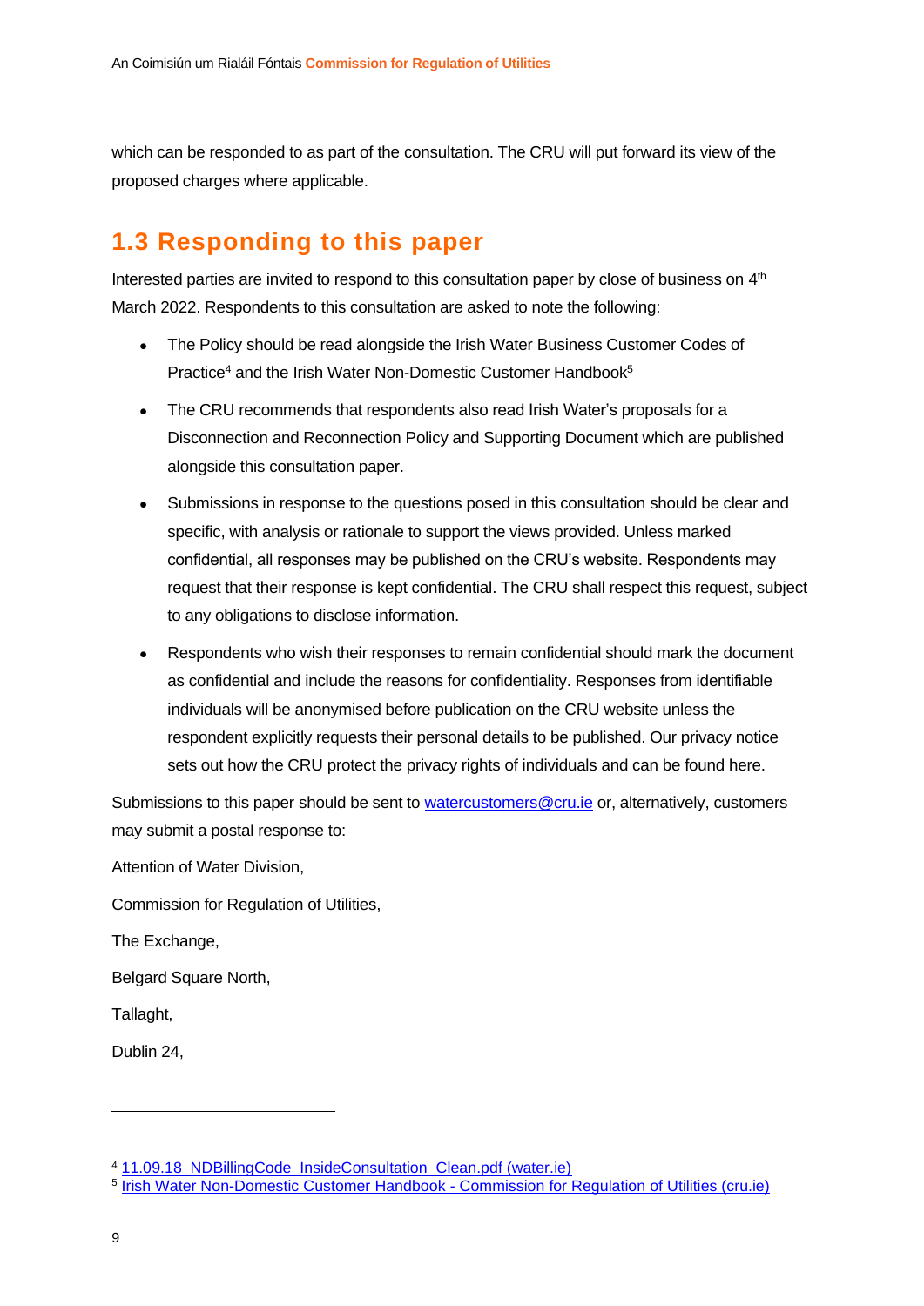which can be responded to as part of the consultation. The CRU will put forward its view of the proposed charges where applicable.

## 1.3 Responding to this paper

Interested parties are invited to respond to this consultation paper by close of business on 4th March 2022. Respondents to this consultation are asked to note the following:

- The Policy should be read alongside the Irish Water Business Customer Codes of Practice[4] and the Irish Water Non-Domestic Customer Handbook[5]
- The CRU recommends that respondents also read Irish Water's proposals for a Disconnection and Reconnection Policy and Supporting Document which are published alongside this consultation paper.
- Submissions in response to the questions posed in this consultation should be clear and specific, with analysis or rationale to support the views provided. Unless marked confidential, all responses may be published on the CRU's website. Respondents may request that their response is kept confidential. The CRU shall respect this request, subject to any obligations to disclose information.
- Respondents who wish their responses to remain confidential should mark the document as confidential and include the reasons for confidentiality. Responses from identifiable individuals will be anonymised before publication on the CRU website unless the respondent explicitly requests their personal details to be published. Our privacy notice sets out how the CRU protect the privacy rights of individuals and can be found here.

Submissions to this paper should be sent to watercustomers@cru.ie or, alternatively, customers may submit a postal response to:

Attention of Water Division,

Commission for Regulation of Utilities,

The Exchange,

Belgard Square North,

Tallaght,

Dublin 24,

---

[4] 11.09.18_NDBillingCode_InsideConsultation_Clean.pdf (water.ie)

[5] Irish Water Non-Domestic Customer Handbook - Commission for Regulation of Utilities (cru.ie)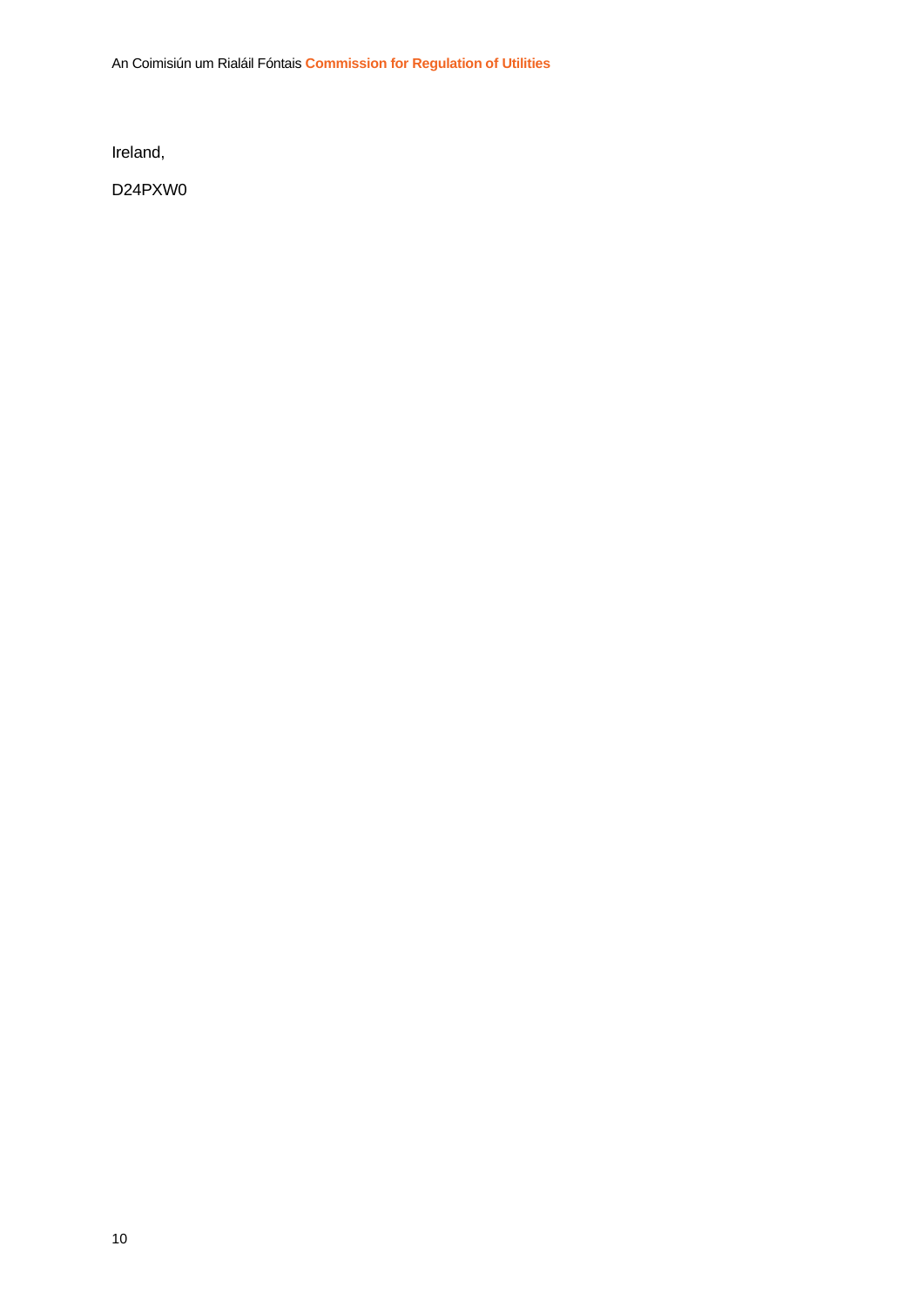Ireland,

D24PXW0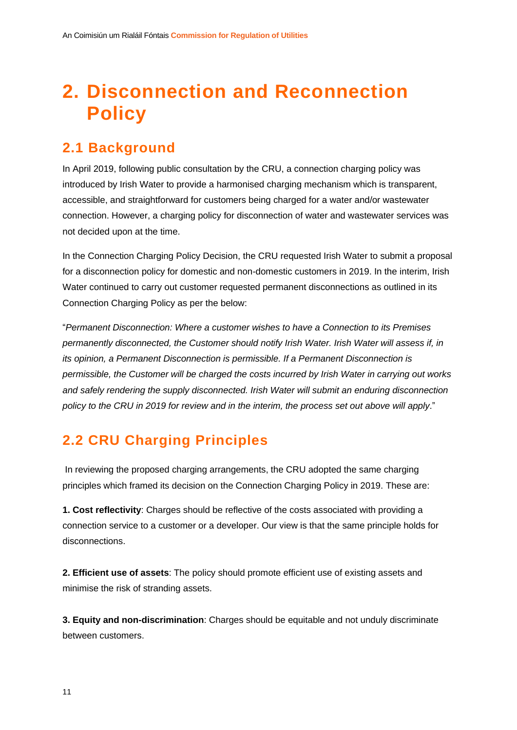# 2. Disconnection and Reconnection Policy

## 2.1 Background

In April 2019, following public consultation by the CRU, a connection charging policy was introduced by Irish Water to provide a harmonised charging mechanism which is transparent, accessible, and straightforward for customers being charged for a water and/or wastewater connection. However, a charging policy for disconnection of water and wastewater services was not decided upon at the time.

In the Connection Charging Policy Decision, the CRU requested Irish Water to submit a proposal for a disconnection policy for domestic and non-domestic customers in 2019. In the interim, Irish Water continued to carry out customer requested permanent disconnections as outlined in its Connection Charging Policy as per the below:

"*Permanent Disconnection: Where a customer wishes to have a Connection to its Premises permanently disconnected, the Customer should notify Irish Water. Irish Water will assess if, in its opinion, a Permanent Disconnection is permissible. If a Permanent Disconnection is permissible, the Customer will be charged the costs incurred by Irish Water in carrying out works and safely rendering the supply disconnected. Irish Water will submit an enduring disconnection policy to the CRU in 2019 for review and in the interim, the process set out above will apply*."

## 2.2 CRU Charging Principles

In reviewing the proposed charging arrangements, the CRU adopted the same charging principles which framed its decision on the Connection Charging Policy in 2019. These are:

**1. Cost reflectivity**: Charges should be reflective of the costs associated with providing a connection service to a customer or a developer. Our view is that the same principle holds for disconnections.

**2. Efficient use of assets**: The policy should promote efficient use of existing assets and minimise the risk of stranding assets.

**3. Equity and non-discrimination**: Charges should be equitable and not unduly discriminate between customers.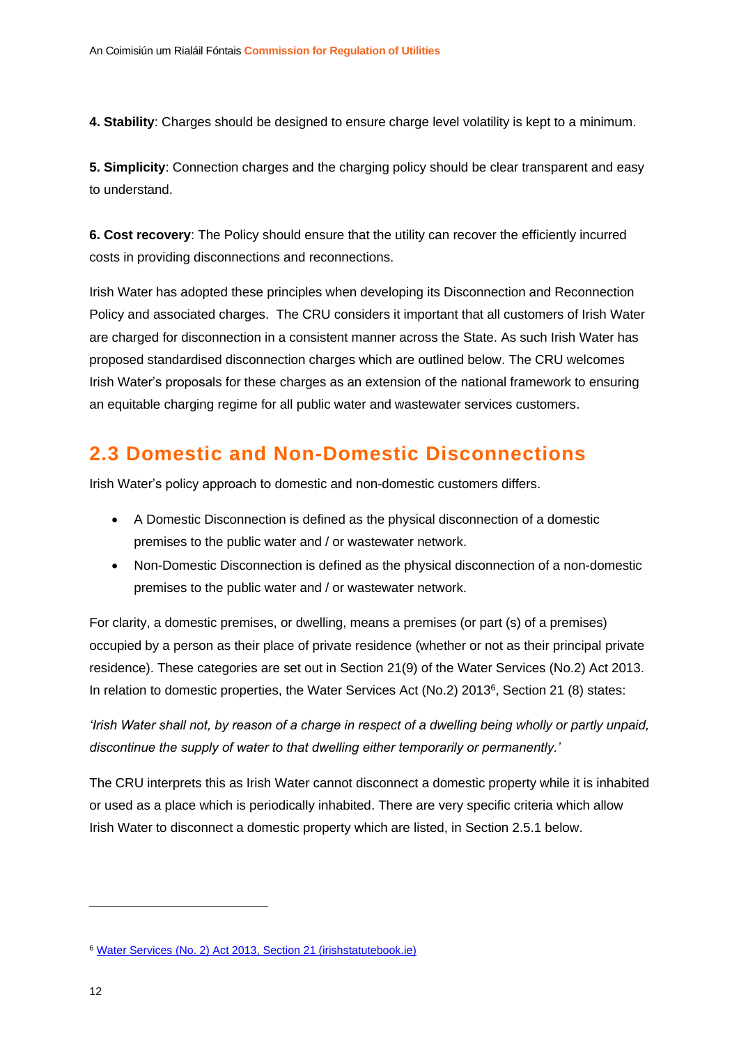**4. Stability**: Charges should be designed to ensure charge level volatility is kept to a minimum.

**5. Simplicity**: Connection charges and the charging policy should be clear transparent and easy to understand.

**6. Cost recovery**: The Policy should ensure that the utility can recover the efficiently incurred costs in providing disconnections and reconnections.

Irish Water has adopted these principles when developing its Disconnection and Reconnection Policy and associated charges. The CRU considers it important that all customers of Irish Water are charged for disconnection in a consistent manner across the State. As such Irish Water has proposed standardised disconnection charges which are outlined below. The CRU welcomes Irish Water's proposals for these charges as an extension of the national framework to ensuring an equitable charging regime for all public water and wastewater services customers.

## 2.3 Domestic and Non-Domestic Disconnections

Irish Water's policy approach to domestic and non-domestic customers differs.

- A Domestic Disconnection is defined as the physical disconnection of a domestic premises to the public water and / or wastewater network.
- Non-Domestic Disconnection is defined as the physical disconnection of a non-domestic premises to the public water and / or wastewater network.

For clarity, a domestic premises, or dwelling, means a premises (or part (s) of a premises) occupied by a person as their place of private residence (whether or not as their principal private residence). These categories are set out in Section 21(9) of the Water Services (No.2) Act 2013. In relation to domestic properties, the Water Services Act (No.2) 2013[6], Section 21 (8) states:

*'Irish Water shall not, by reason of a charge in respect of a dwelling being wholly or partly unpaid, discontinue the supply of water to that dwelling either temporarily or permanently.'*

The CRU interprets this as Irish Water cannot disconnect a domestic property while it is inhabited or used as a place which is periodically inhabited. There are very specific criteria which allow Irish Water to disconnect a domestic property which are listed, in Section 2.5.1 below.

---

[6] Water Services (No. 2) Act 2013, Section 21 (irishstatutebook.ie)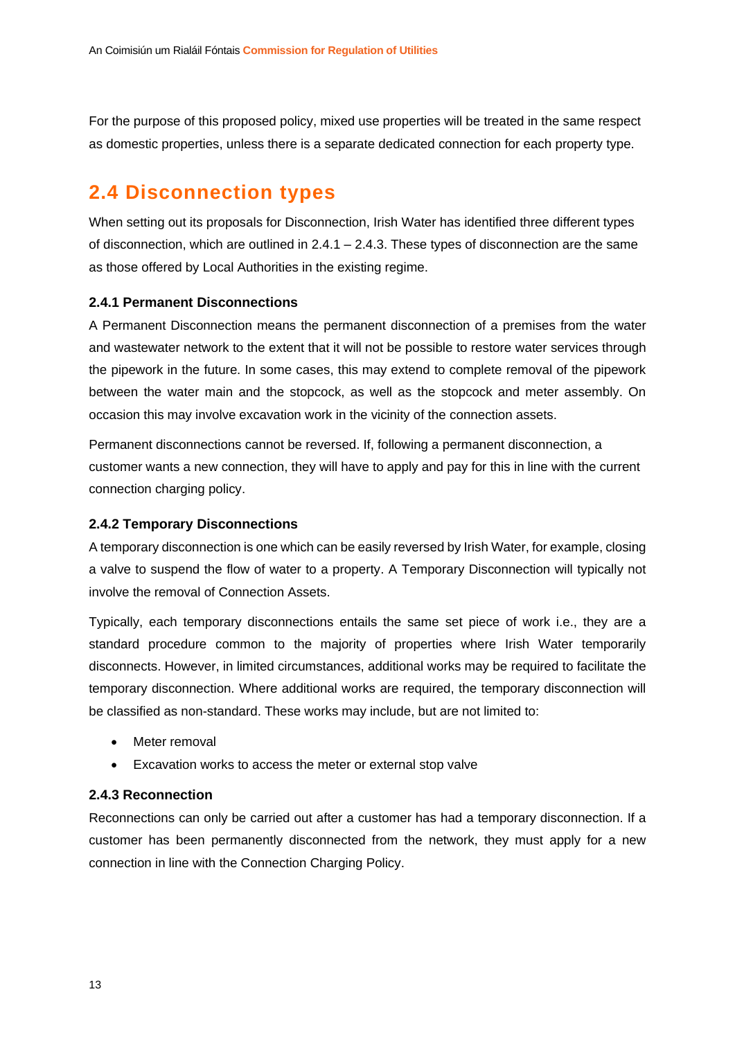For the purpose of this proposed policy, mixed use properties will be treated in the same respect as domestic properties, unless there is a separate dedicated connection for each property type.

## 2.4 Disconnection types

When setting out its proposals for Disconnection, Irish Water has identified three different types of disconnection, which are outlined in 2.4.1 – 2.4.3. These types of disconnection are the same as those offered by Local Authorities in the existing regime.

### 2.4.1 Permanent Disconnections

A Permanent Disconnection means the permanent disconnection of a premises from the water and wastewater network to the extent that it will not be possible to restore water services through the pipework in the future. In some cases, this may extend to complete removal of the pipework between the water main and the stopcock, as well as the stopcock and meter assembly. On occasion this may involve excavation work in the vicinity of the connection assets.

Permanent disconnections cannot be reversed. If, following a permanent disconnection, a customer wants a new connection, they will have to apply and pay for this in line with the current connection charging policy.

### 2.4.2 Temporary Disconnections

A temporary disconnection is one which can be easily reversed by Irish Water, for example, closing a valve to suspend the flow of water to a property. A Temporary Disconnection will typically not involve the removal of Connection Assets.

Typically, each temporary disconnections entails the same set piece of work i.e., they are a standard procedure common to the majority of properties where Irish Water temporarily disconnects. However, in limited circumstances, additional works may be required to facilitate the temporary disconnection. Where additional works are required, the temporary disconnection will be classified as non-standard. These works may include, but are not limited to:

- Meter removal
- Excavation works to access the meter or external stop valve

### 2.4.3 Reconnection

Reconnections can only be carried out after a customer has had a temporary disconnection. If a customer has been permanently disconnected from the network, they must apply for a new connection in line with the Connection Charging Policy.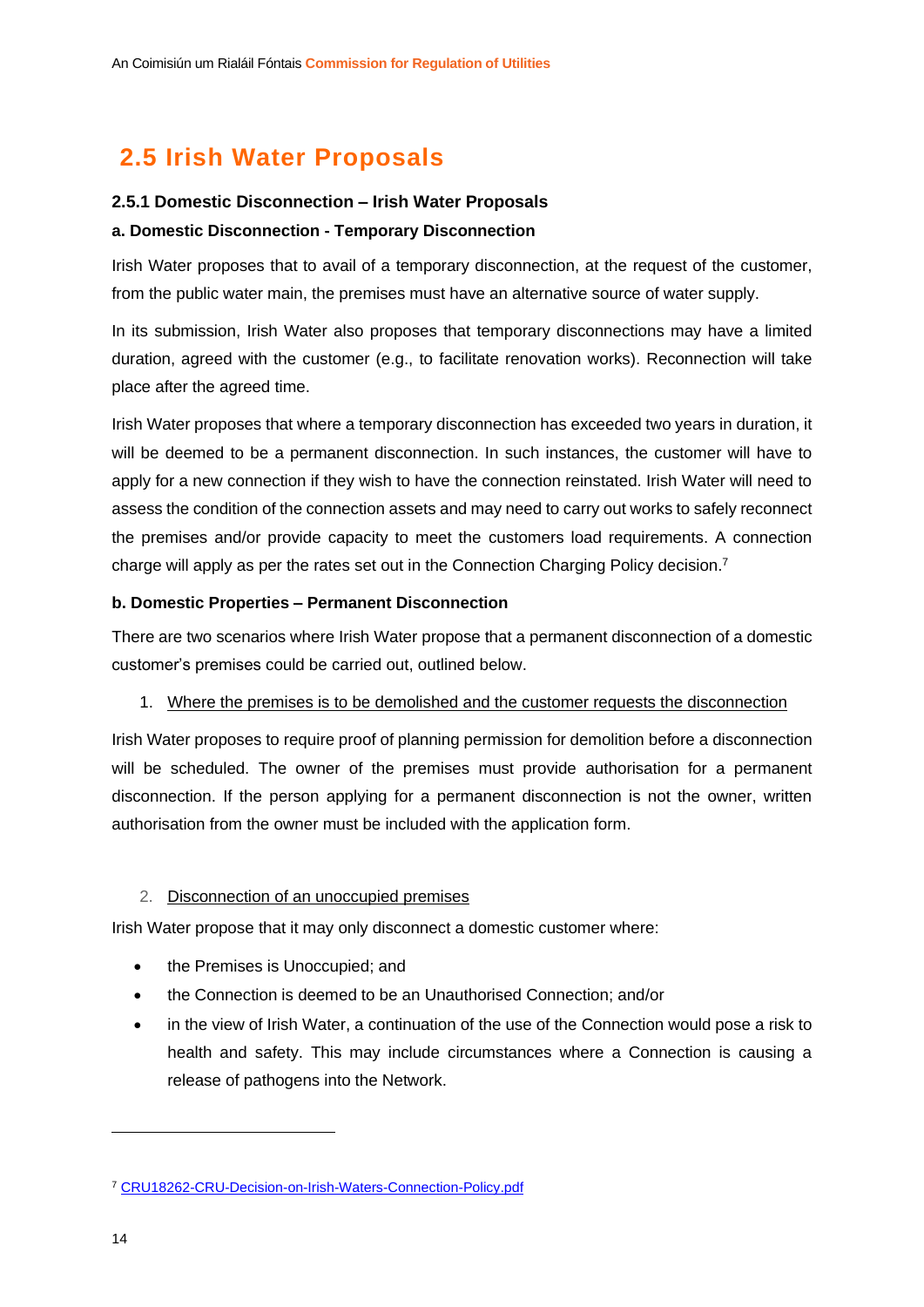## 2.5 Irish Water Proposals

### 2.5.1 Domestic Disconnection – Irish Water Proposals

**a. Domestic Disconnection - Temporary Disconnection**

Irish Water proposes that to avail of a temporary disconnection, at the request of the customer, from the public water main, the premises must have an alternative source of water supply.

In its submission, Irish Water also proposes that temporary disconnections may have a limited duration, agreed with the customer (e.g., to facilitate renovation works). Reconnection will take place after the agreed time.

Irish Water proposes that where a temporary disconnection has exceeded two years in duration, it will be deemed to be a permanent disconnection. In such instances, the customer will have to apply for a new connection if they wish to have the connection reinstated. Irish Water will need to assess the condition of the connection assets and may need to carry out works to safely reconnect the premises and/or provide capacity to meet the customers load requirements. A connection charge will apply as per the rates set out in the Connection Charging Policy decision.[7]

**b. Domestic Properties – Permanent Disconnection**

There are two scenarios where Irish Water propose that a permanent disconnection of a domestic customer's premises could be carried out, outlined below.

1. Where the premises is to be demolished and the customer requests the disconnection

Irish Water proposes to require proof of planning permission for demolition before a disconnection will be scheduled. The owner of the premises must provide authorisation for a permanent disconnection. If the person applying for a permanent disconnection is not the owner, written authorisation from the owner must be included with the application form.

2. Disconnection of an unoccupied premises

Irish Water propose that it may only disconnect a domestic customer where:

- the Premises is Unoccupied; and
- the Connection is deemed to be an Unauthorised Connection; and/or
- in the view of Irish Water, a continuation of the use of the Connection would pose a risk to health and safety. This may include circumstances where a Connection is causing a release of pathogens into the Network.

---

[7] CRU18262-CRU-Decision-on-Irish-Waters-Connection-Policy.pdf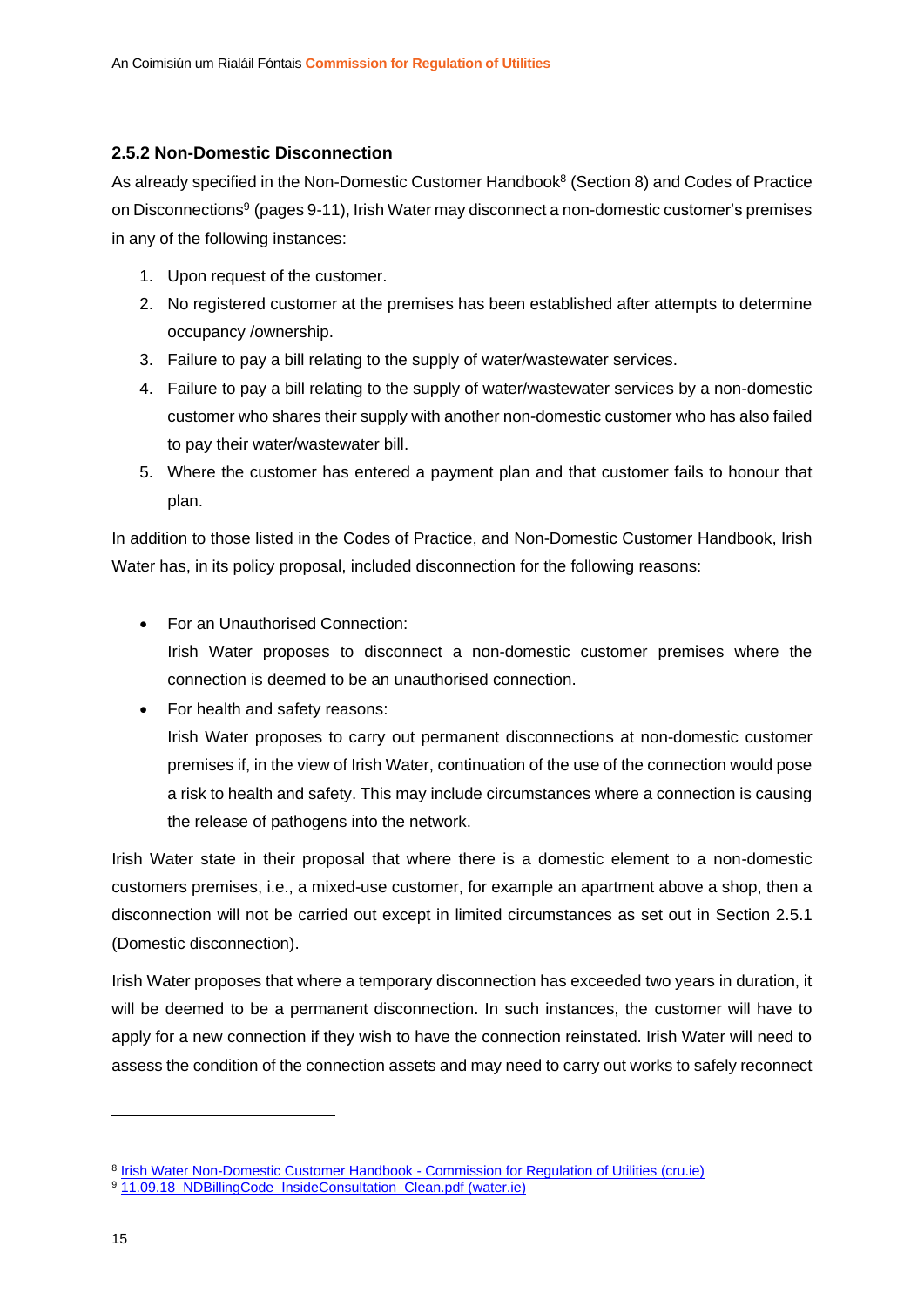### 2.5.2 Non-Domestic Disconnection

As already specified in the Non-Domestic Customer Handbook[8] (Section 8) and Codes of Practice on Disconnections[9] (pages 9-11), Irish Water may disconnect a non-domestic customer's premises in any of the following instances:

1. Upon request of the customer.
2. No registered customer at the premises has been established after attempts to determine occupancy /ownership.
3. Failure to pay a bill relating to the supply of water/wastewater services.
4. Failure to pay a bill relating to the supply of water/wastewater services by a non-domestic customer who shares their supply with another non-domestic customer who has also failed to pay their water/wastewater bill.
5. Where the customer has entered a payment plan and that customer fails to honour that plan.

In addition to those listed in the Codes of Practice, and Non-Domestic Customer Handbook, Irish Water has, in its policy proposal, included disconnection for the following reasons:

- For an Unauthorised Connection:
  Irish Water proposes to disconnect a non-domestic customer premises where the connection is deemed to be an unauthorised connection.
- For health and safety reasons:
  Irish Water proposes to carry out permanent disconnections at non-domestic customer premises if, in the view of Irish Water, continuation of the use of the connection would pose a risk to health and safety. This may include circumstances where a connection is causing the release of pathogens into the network.

Irish Water state in their proposal that where there is a domestic element to a non-domestic customers premises, i.e., a mixed-use customer, for example an apartment above a shop, then a disconnection will not be carried out except in limited circumstances as set out in Section 2.5.1 (Domestic disconnection).

Irish Water proposes that where a temporary disconnection has exceeded two years in duration, it will be deemed to be a permanent disconnection. In such instances, the customer will have to apply for a new connection if they wish to have the connection reinstated. Irish Water will need to assess the condition of the connection assets and may need to carry out works to safely reconnect

---

[8] Irish Water Non-Domestic Customer Handbook - Commission for Regulation of Utilities (cru.ie)

[9] 11.09.18_NDBillingCode_InsideConsultation_Clean.pdf (water.ie)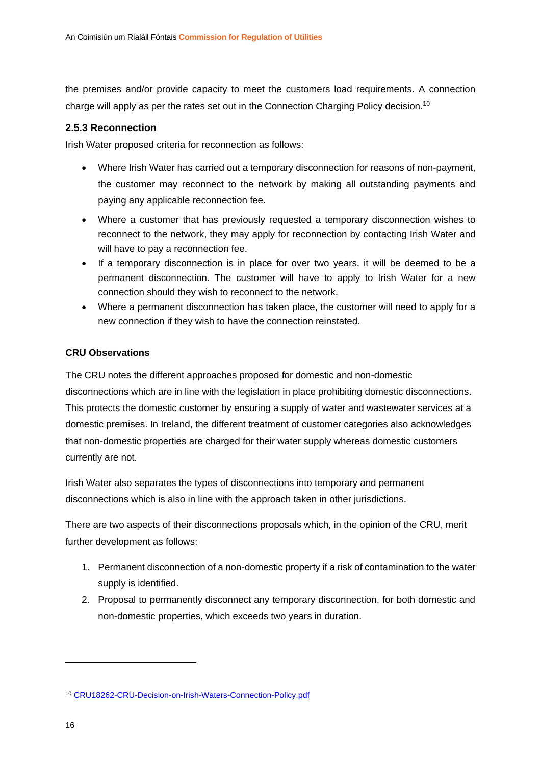the premises and/or provide capacity to meet the customers load requirements. A connection charge will apply as per the rates set out in the Connection Charging Policy decision.[10]

### 2.5.3 Reconnection

Irish Water proposed criteria for reconnection as follows:

- Where Irish Water has carried out a temporary disconnection for reasons of non-payment, the customer may reconnect to the network by making all outstanding payments and paying any applicable reconnection fee.
- Where a customer that has previously requested a temporary disconnection wishes to reconnect to the network, they may apply for reconnection by contacting Irish Water and will have to pay a reconnection fee.
- If a temporary disconnection is in place for over two years, it will be deemed to be a permanent disconnection. The customer will have to apply to Irish Water for a new connection should they wish to reconnect to the network.
- Where a permanent disconnection has taken place, the customer will need to apply for a new connection if they wish to have the connection reinstated.

**CRU Observations**

The CRU notes the different approaches proposed for domestic and non-domestic disconnections which are in line with the legislation in place prohibiting domestic disconnections. This protects the domestic customer by ensuring a supply of water and wastewater services at a domestic premises. In Ireland, the different treatment of customer categories also acknowledges that non-domestic properties are charged for their water supply whereas domestic customers currently are not.

Irish Water also separates the types of disconnections into temporary and permanent disconnections which is also in line with the approach taken in other jurisdictions.

There are two aspects of their disconnections proposals which, in the opinion of the CRU, merit further development as follows:

1. Permanent disconnection of a non-domestic property if a risk of contamination to the water supply is identified.
2. Proposal to permanently disconnect any temporary disconnection, for both domestic and non-domestic properties, which exceeds two years in duration.

[10] CRU18262-CRU-Decision-on-Irish-Waters-Connection-Policy.pdf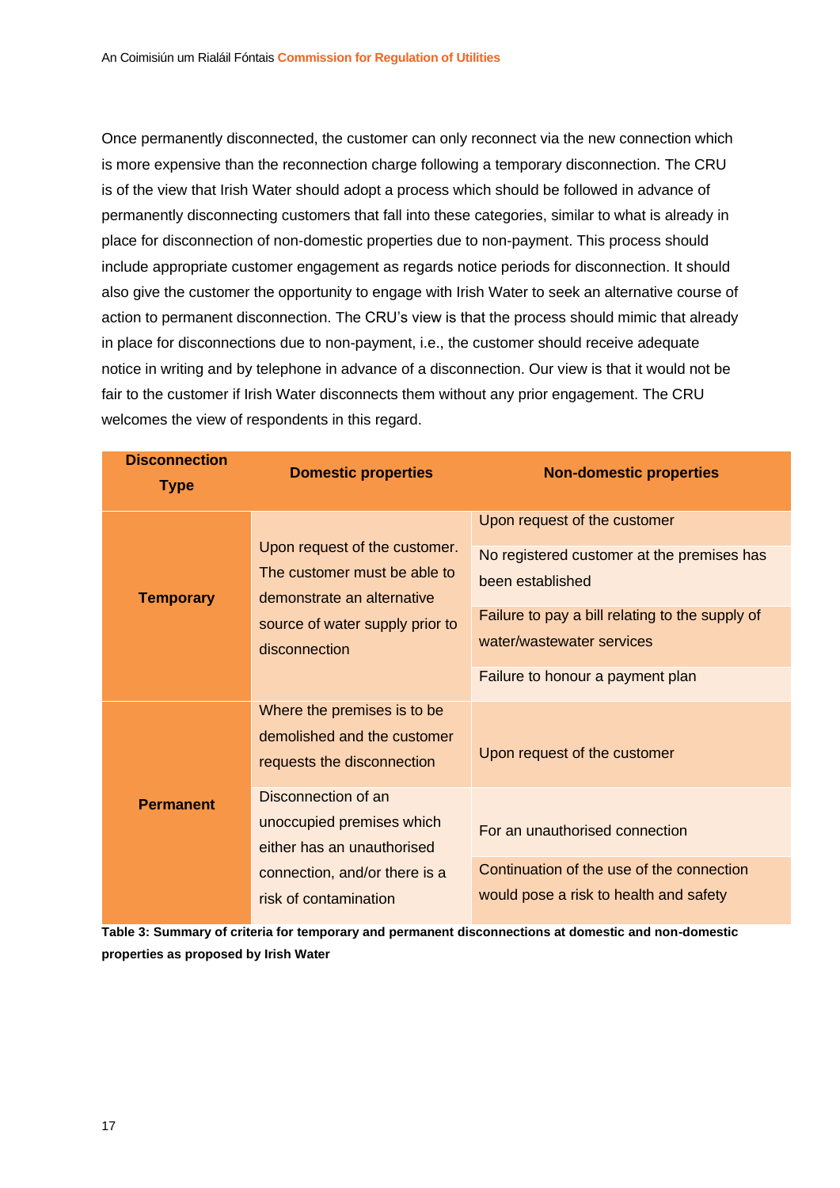Once permanently disconnected, the customer can only reconnect via the new connection which is more expensive than the reconnection charge following a temporary disconnection. The CRU is of the view that Irish Water should adopt a process which should be followed in advance of permanently disconnecting customers that fall into these categories, similar to what is already in place for disconnection of non-domestic properties due to non-payment. This process should include appropriate customer engagement as regards notice periods for disconnection. It should also give the customer the opportunity to engage with Irish Water to seek an alternative course of action to permanent disconnection. The CRU's view is that the process should mimic that already in place for disconnections due to non-payment, i.e., the customer should receive adequate notice in writing and by telephone in advance of a disconnection. Our view is that it would not be fair to the customer if Irish Water disconnects them without any prior engagement. The CRU welcomes the view of respondents in this regard.

| Disconnection Type | Domestic properties | Non-domestic properties |
|---|---|---|
| Temporary | Upon request of the customer. The customer must be able to demonstrate an alternative source of water supply prior to disconnection | Upon request of the customer |
| | | No registered customer at the premises has been established |
| | | Failure to pay a bill relating to the supply of water/wastewater services |
| | | Failure to honour a payment plan |
| Permanent | Where the premises is to be demolished and the customer requests the disconnection | Upon request of the customer |
| | Disconnection of an unoccupied premises which either has an unauthorised connection, and/or there is a risk of contamination | For an unauthorised connection |
| | | Continuation of the use of the connection would pose a risk to health and safety |

**Table 3: Summary of criteria for temporary and permanent disconnections at domestic and non-domestic properties as proposed by Irish Water**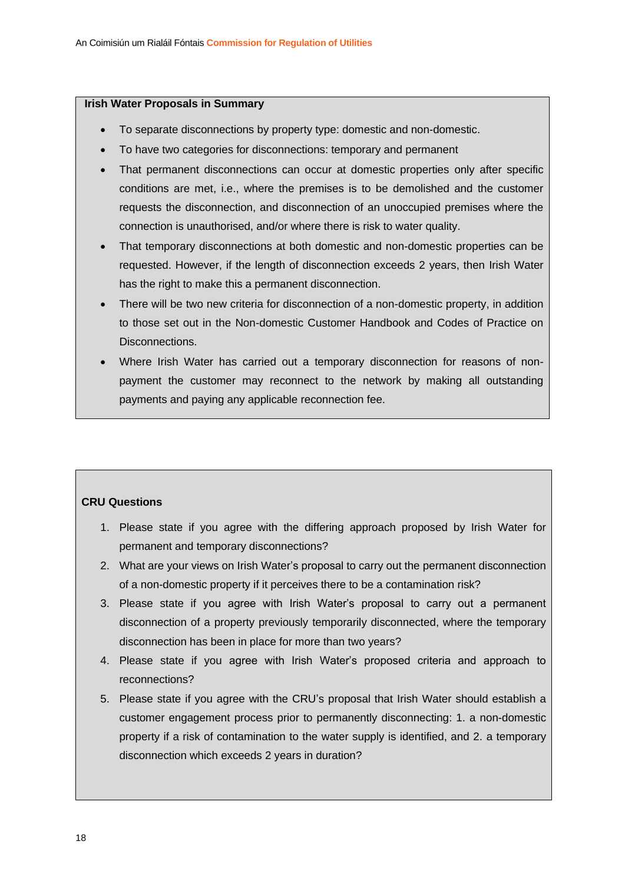**Irish Water Proposals in Summary**

- To separate disconnections by property type: domestic and non-domestic.
- To have two categories for disconnections: temporary and permanent
- That permanent disconnections can occur at domestic properties only after specific conditions are met, i.e., where the premises is to be demolished and the customer requests the disconnection, and disconnection of an unoccupied premises where the connection is unauthorised, and/or where there is risk to water quality.
- That temporary disconnections at both domestic and non-domestic properties can be requested. However, if the length of disconnection exceeds 2 years, then Irish Water has the right to make this a permanent disconnection.
- There will be two new criteria for disconnection of a non-domestic property, in addition to those set out in the Non-domestic Customer Handbook and Codes of Practice on Disconnections.
- Where Irish Water has carried out a temporary disconnection for reasons of non-payment the customer may reconnect to the network by making all outstanding payments and paying any applicable reconnection fee.

**CRU Questions**

1. Please state if you agree with the differing approach proposed by Irish Water for permanent and temporary disconnections?
2. What are your views on Irish Water's proposal to carry out the permanent disconnection of a non-domestic property if it perceives there to be a contamination risk?
3. Please state if you agree with Irish Water's proposal to carry out a permanent disconnection of a property previously temporarily disconnected, where the temporary disconnection has been in place for more than two years?
4. Please state if you agree with Irish Water's proposed criteria and approach to reconnections?
5. Please state if you agree with the CRU's proposal that Irish Water should establish a customer engagement process prior to permanently disconnecting: 1. a non-domestic property if a risk of contamination to the water supply is identified, and 2. a temporary disconnection which exceeds 2 years in duration?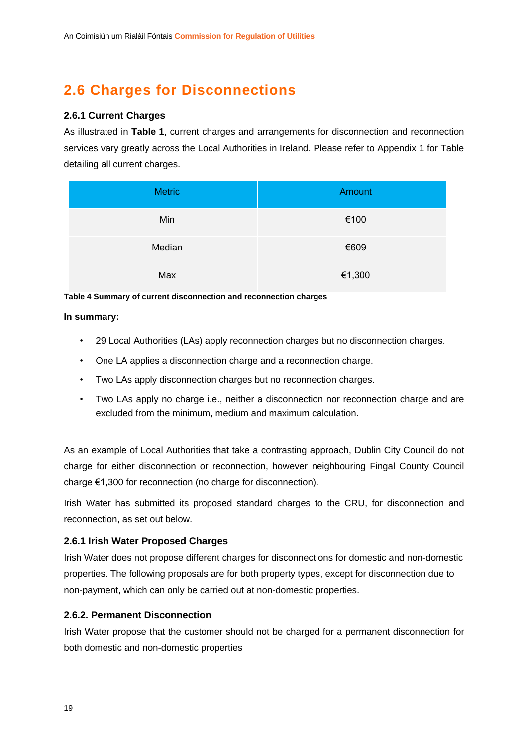## 2.6 Charges for Disconnections

### 2.6.1 Current Charges

As illustrated in **Table 1**, current charges and arrangements for disconnection and reconnection services vary greatly across the Local Authorities in Ireland. Please refer to Appendix 1 for Table detailing all current charges.

| Metric | Amount |
|---|---|
| Min | €100 |
| Median | €609 |
| Max | €1,300 |

**Table 4 Summary of current disconnection and reconnection charges**

**In summary:**

- 29 Local Authorities (LAs) apply reconnection charges but no disconnection charges.
- One LA applies a disconnection charge and a reconnection charge.
- Two LAs apply disconnection charges but no reconnection charges.
- Two LAs apply no charge i.e., neither a disconnection nor reconnection charge and are excluded from the minimum, medium and maximum calculation.

As an example of Local Authorities that take a contrasting approach, Dublin City Council do not charge for either disconnection or reconnection, however neighbouring Fingal County Council charge €1,300 for reconnection (no charge for disconnection).

Irish Water has submitted its proposed standard charges to the CRU, for disconnection and reconnection, as set out below.

### 2.6.1 Irish Water Proposed Charges

Irish Water does not propose different charges for disconnections for domestic and non-domestic properties. The following proposals are for both property types, except for disconnection due to non-payment, which can only be carried out at non-domestic properties.

### 2.6.2. Permanent Disconnection

Irish Water propose that the customer should not be charged for a permanent disconnection for both domestic and non-domestic properties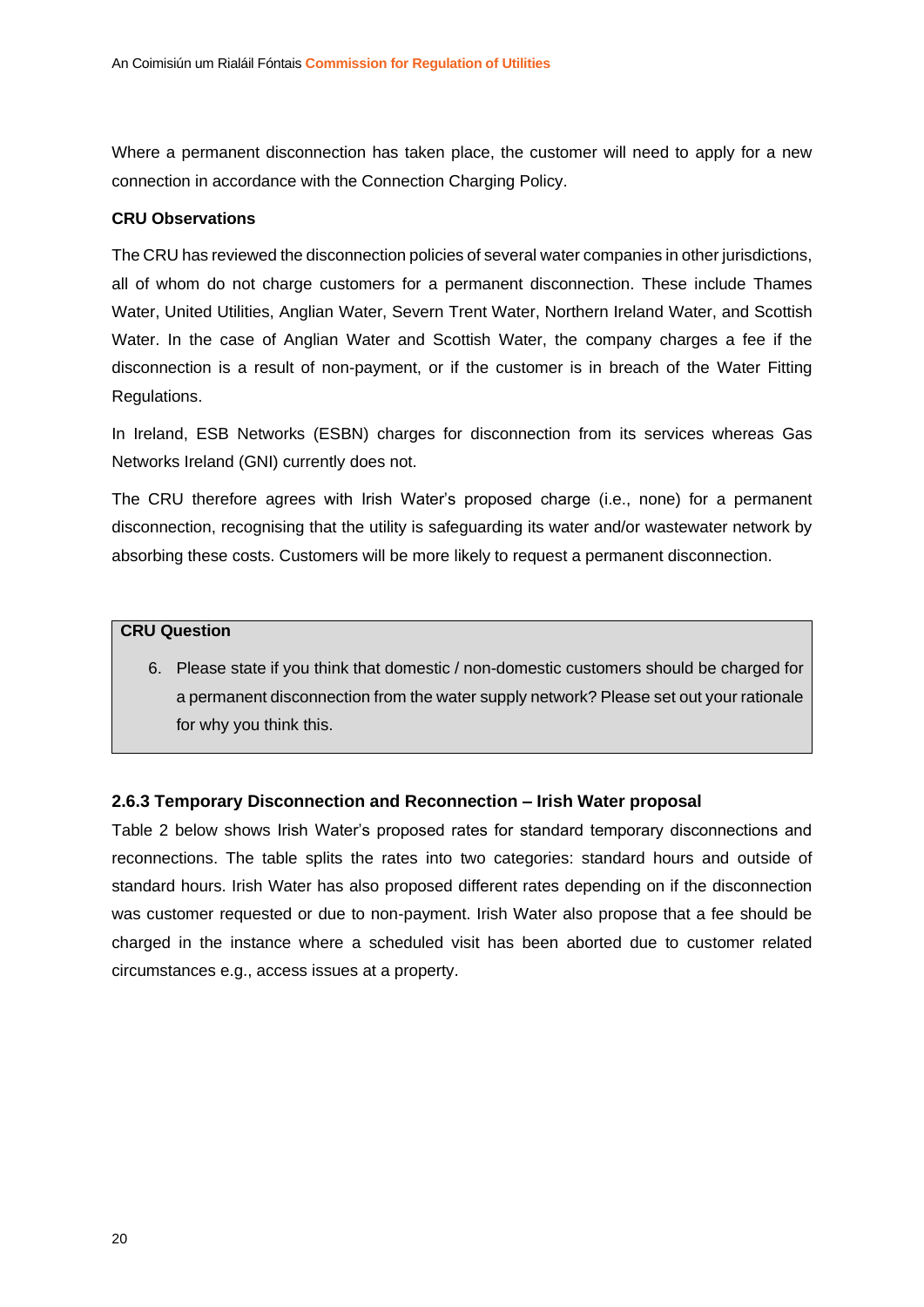Where a permanent disconnection has taken place, the customer will need to apply for a new connection in accordance with the Connection Charging Policy.

**CRU Observations**

The CRU has reviewed the disconnection policies of several water companies in other jurisdictions, all of whom do not charge customers for a permanent disconnection. These include Thames Water, United Utilities, Anglian Water, Severn Trent Water, Northern Ireland Water, and Scottish Water. In the case of Anglian Water and Scottish Water, the company charges a fee if the disconnection is a result of non-payment, or if the customer is in breach of the Water Fitting Regulations.

In Ireland, ESB Networks (ESBN) charges for disconnection from its services whereas Gas Networks Ireland (GNI) currently does not.

The CRU therefore agrees with Irish Water's proposed charge (i.e., none) for a permanent disconnection, recognising that the utility is safeguarding its water and/or wastewater network by absorbing these costs. Customers will be more likely to request a permanent disconnection.

**CRU Question**

6. Please state if you think that domestic / non-domestic customers should be charged for a permanent disconnection from the water supply network? Please set out your rationale for why you think this.

### 2.6.3 Temporary Disconnection and Reconnection – Irish Water proposal

Table 2 below shows Irish Water's proposed rates for standard temporary disconnections and reconnections. The table splits the rates into two categories: standard hours and outside of standard hours. Irish Water has also proposed different rates depending on if the disconnection was customer requested or due to non-payment. Irish Water also propose that a fee should be charged in the instance where a scheduled visit has been aborted due to customer related circumstances e.g., access issues at a property.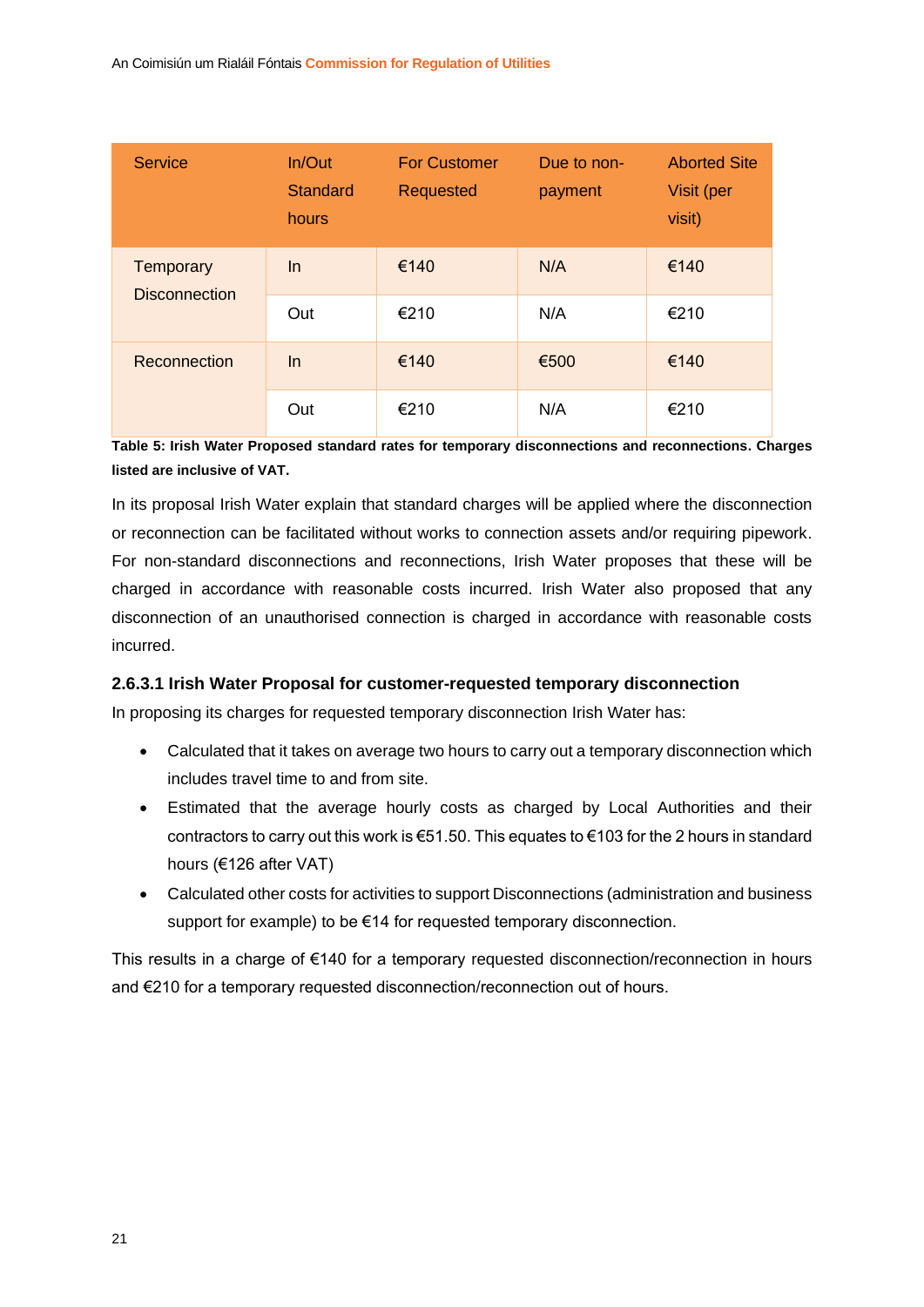| Service | In/Out Standard hours | For Customer Requested | Due to non-payment | Aborted Site Visit (per visit) |
|---|---|---|---|---|
| Temporary Disconnection | In | €140 | N/A | €140 |
| | Out | €210 | N/A | €210 |
| Reconnection | In | €140 | €500 | €140 |
| | Out | €210 | N/A | €210 |

**Table 5: Irish Water Proposed standard rates for temporary disconnections and reconnections. Charges listed are inclusive of VAT.**

In its proposal Irish Water explain that standard charges will be applied where the disconnection or reconnection can be facilitated without works to connection assets and/or requiring pipework. For non-standard disconnections and reconnections, Irish Water proposes that these will be charged in accordance with reasonable costs incurred. Irish Water also proposed that any disconnection of an unauthorised connection is charged in accordance with reasonable costs incurred.

#### 2.6.3.1 Irish Water Proposal for customer-requested temporary disconnection

In proposing its charges for requested temporary disconnection Irish Water has:

- Calculated that it takes on average two hours to carry out a temporary disconnection which includes travel time to and from site.
- Estimated that the average hourly costs as charged by Local Authorities and their contractors to carry out this work is €51.50. This equates to €103 for the 2 hours in standard hours (€126 after VAT)
- Calculated other costs for activities to support Disconnections (administration and business support for example) to be €14 for requested temporary disconnection.

This results in a charge of €140 for a temporary requested disconnection/reconnection in hours and €210 for a temporary requested disconnection/reconnection out of hours.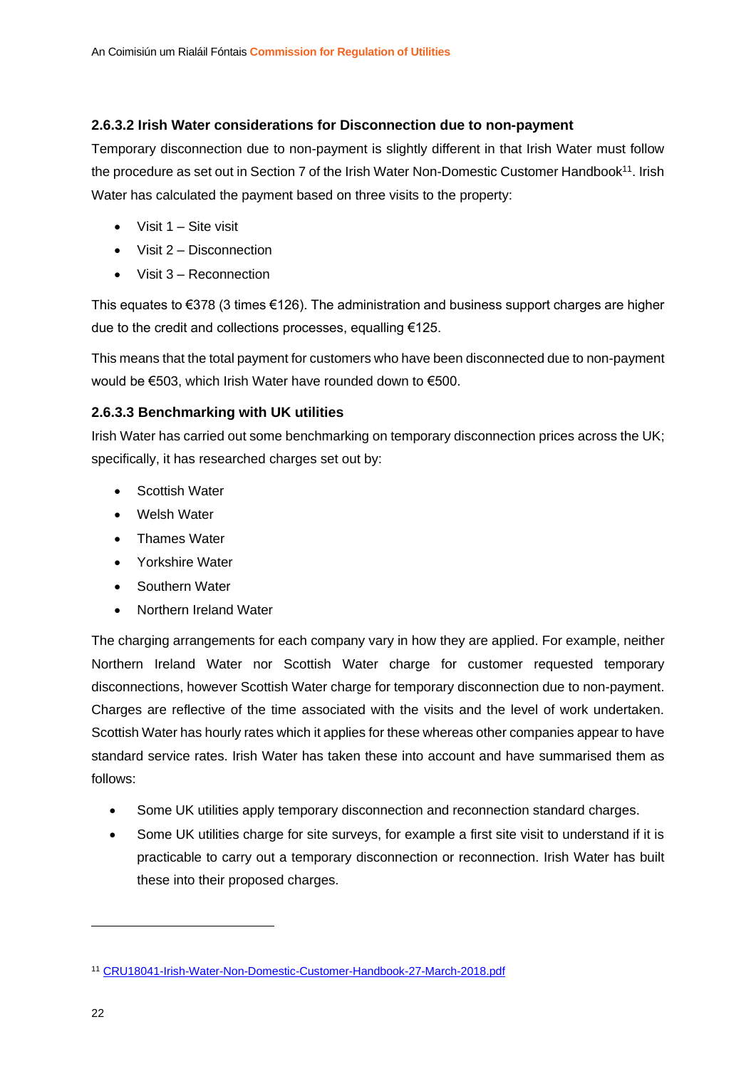#### 2.6.3.2 Irish Water considerations for Disconnection due to non-payment

Temporary disconnection due to non-payment is slightly different in that Irish Water must follow the procedure as set out in Section 7 of the Irish Water Non-Domestic Customer Handbook[11]. Irish Water has calculated the payment based on three visits to the property:

- Visit 1 – Site visit
- Visit 2 – Disconnection
- Visit 3 – Reconnection

This equates to €378 (3 times €126). The administration and business support charges are higher due to the credit and collections processes, equalling €125.

This means that the total payment for customers who have been disconnected due to non-payment would be €503, which Irish Water have rounded down to €500.

#### 2.6.3.3 Benchmarking with UK utilities

Irish Water has carried out some benchmarking on temporary disconnection prices across the UK; specifically, it has researched charges set out by:

- Scottish Water
- Welsh Water
- Thames Water
- Yorkshire Water
- Southern Water
- Northern Ireland Water

The charging arrangements for each company vary in how they are applied. For example, neither Northern Ireland Water nor Scottish Water charge for customer requested temporary disconnections, however Scottish Water charge for temporary disconnection due to non-payment. Charges are reflective of the time associated with the visits and the level of work undertaken. Scottish Water has hourly rates which it applies for these whereas other companies appear to have standard service rates. Irish Water has taken these into account and have summarised them as follows:

- Some UK utilities apply temporary disconnection and reconnection standard charges.
- Some UK utilities charge for site surveys, for example a first site visit to understand if it is practicable to carry out a temporary disconnection or reconnection. Irish Water has built these into their proposed charges.

[11] CRU18041-Irish-Water-Non-Domestic-Customer-Handbook-27-March-2018.pdf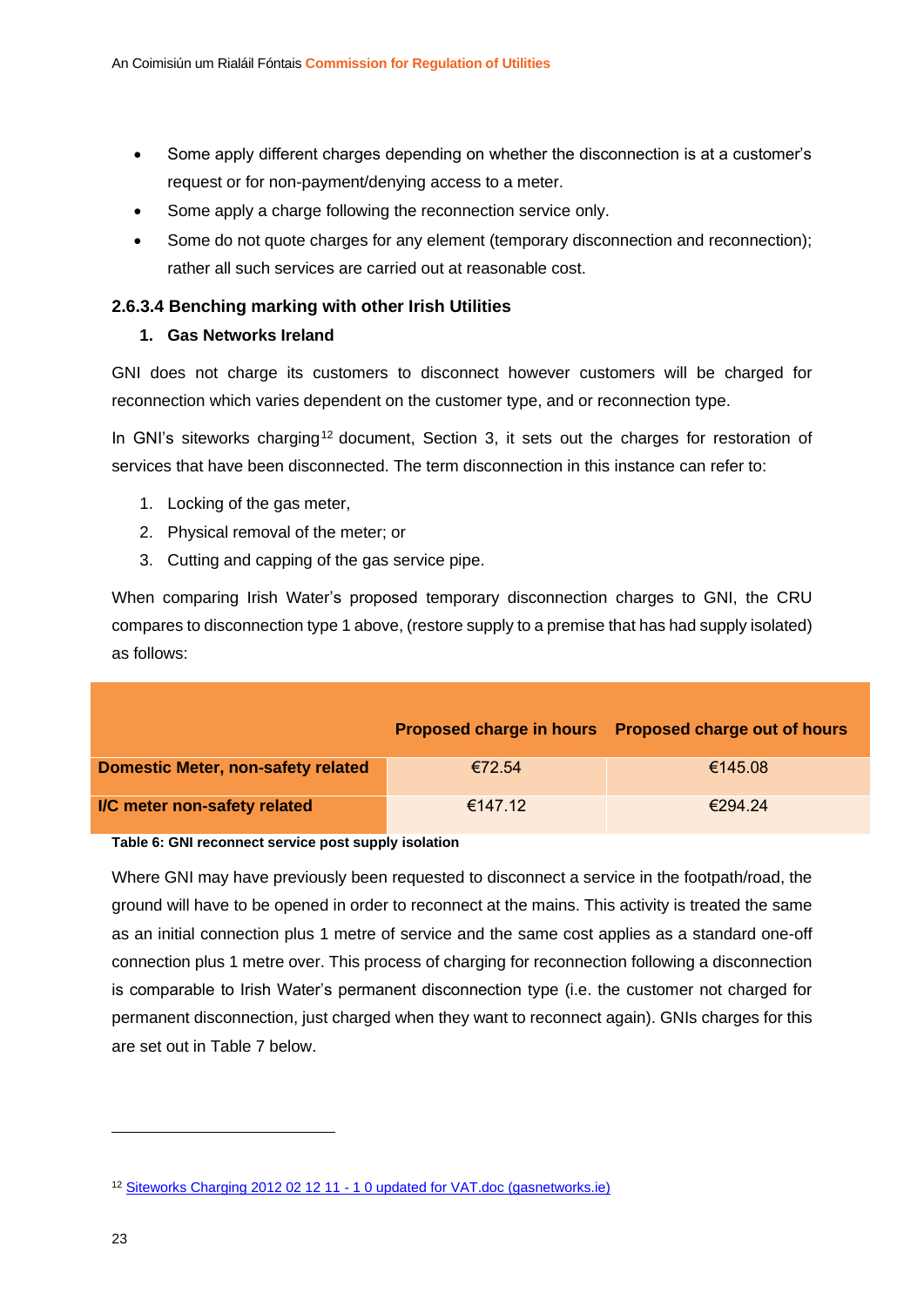- Some apply different charges depending on whether the disconnection is at a customer's request or for non-payment/denying access to a meter.
- Some apply a charge following the reconnection service only.
- Some do not quote charges for any element (temporary disconnection and reconnection); rather all such services are carried out at reasonable cost.

#### 2.6.3.4 Benching marking with other Irish Utilities

**1. Gas Networks Ireland**

GNI does not charge its customers to disconnect however customers will be charged for reconnection which varies dependent on the customer type, and or reconnection type.

In GNI's siteworks charging[12] document, Section 3, it sets out the charges for restoration of services that have been disconnected. The term disconnection in this instance can refer to:

1. Locking of the gas meter,
2. Physical removal of the meter; or
3. Cutting and capping of the gas service pipe.

When comparing Irish Water's proposed temporary disconnection charges to GNI, the CRU compares to disconnection type 1 above, (restore supply to a premise that has had supply isolated) as follows:

| | Proposed charge in hours | Proposed charge out of hours |
|---|---|---|
| **Domestic Meter, non-safety related** | €72.54 | €145.08 |
| **I/C meter non-safety related** | €147.12 | €294.24 |

**Table 6: GNI reconnect service post supply isolation**

Where GNI may have previously been requested to disconnect a service in the footpath/road, the ground will have to be opened in order to reconnect at the mains. This activity is treated the same as an initial connection plus 1 metre of service and the same cost applies as a standard one-off connection plus 1 metre over. This process of charging for reconnection following a disconnection is comparable to Irish Water's permanent disconnection type (i.e. the customer not charged for permanent disconnection, just charged when they want to reconnect again). GNIs charges for this are set out in Table 7 below.

---

[12] Siteworks Charging 2012 02 12 11 - 1 0 updated for VAT.doc (gasnetworks.ie)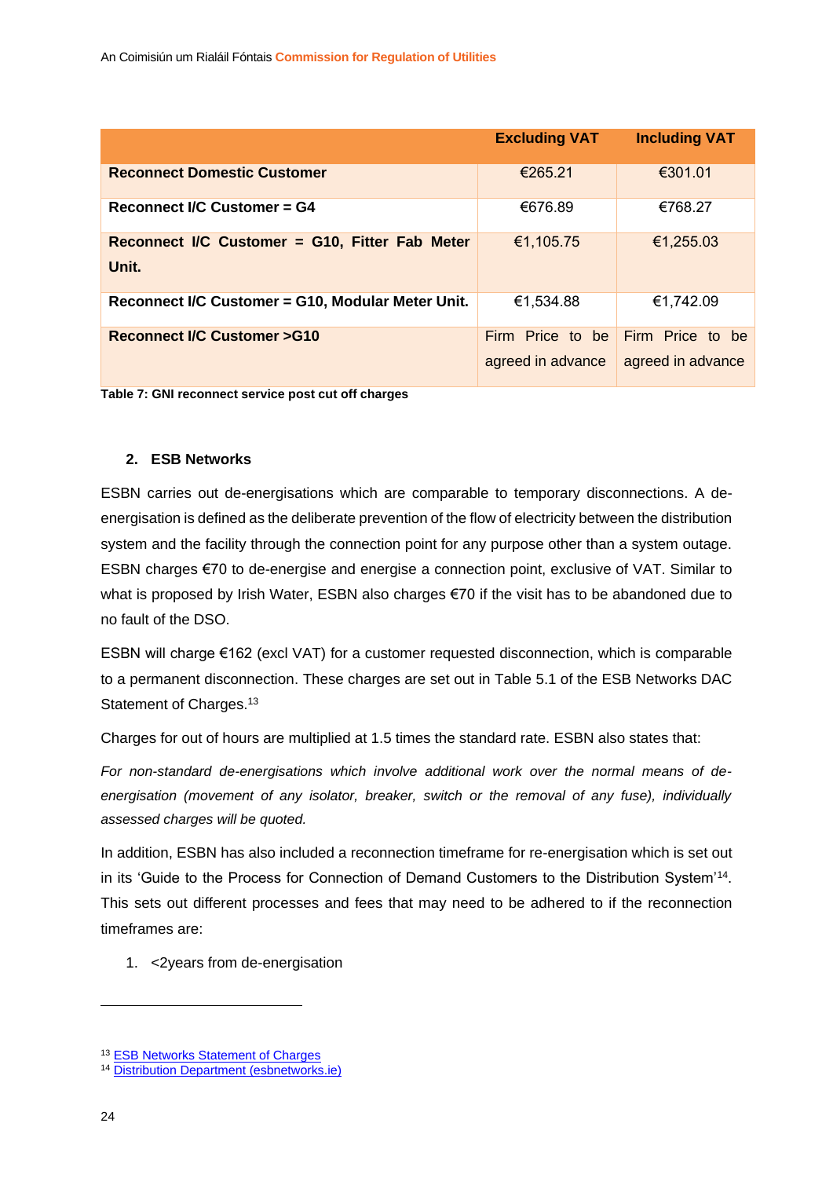| | Excluding VAT | Including VAT |
|---|---|---|
| **Reconnect Domestic Customer** | €265.21 | €301.01 |
| **Reconnect I/C Customer = G4** | €676.89 | €768.27 |
| **Reconnect I/C Customer = G10, Fitter Fab Meter Unit.** | €1,105.75 | €1,255.03 |
| **Reconnect I/C Customer = G10, Modular Meter Unit.** | €1,534.88 | €1,742.09 |
| **Reconnect I/C Customer >G10** | Firm Price to be agreed in advance | Firm Price to be agreed in advance |

**Table 7: GNI reconnect service post cut off charges**

### 2. ESB Networks

ESBN carries out de-energisations which are comparable to temporary disconnections. A de-energisation is defined as the deliberate prevention of the flow of electricity between the distribution system and the facility through the connection point for any purpose other than a system outage. ESBN charges €70 to de-energise and energise a connection point, exclusive of VAT. Similar to what is proposed by Irish Water, ESBN also charges €70 if the visit has to be abandoned due to no fault of the DSO.

ESBN will charge €162 (excl VAT) for a customer requested disconnection, which is comparable to a permanent disconnection. These charges are set out in Table 5.1 of the ESB Networks DAC Statement of Charges.[13]

Charges for out of hours are multiplied at 1.5 times the standard rate. ESBN also states that:

*For non-standard de-energisations which involve additional work over the normal means of de-energisation (movement of any isolator, breaker, switch or the removal of any fuse), individually assessed charges will be quoted.*

In addition, ESBN has also included a reconnection timeframe for re-energisation which is set out in its 'Guide to the Process for Connection of Demand Customers to the Distribution System'[14]. This sets out different processes and fees that may need to be adhered to if the reconnection timeframes are:

1. <2years from de-energisation

---

[13] ESB Networks Statement of Charges
[14] Distribution Department (esbnetworks.ie)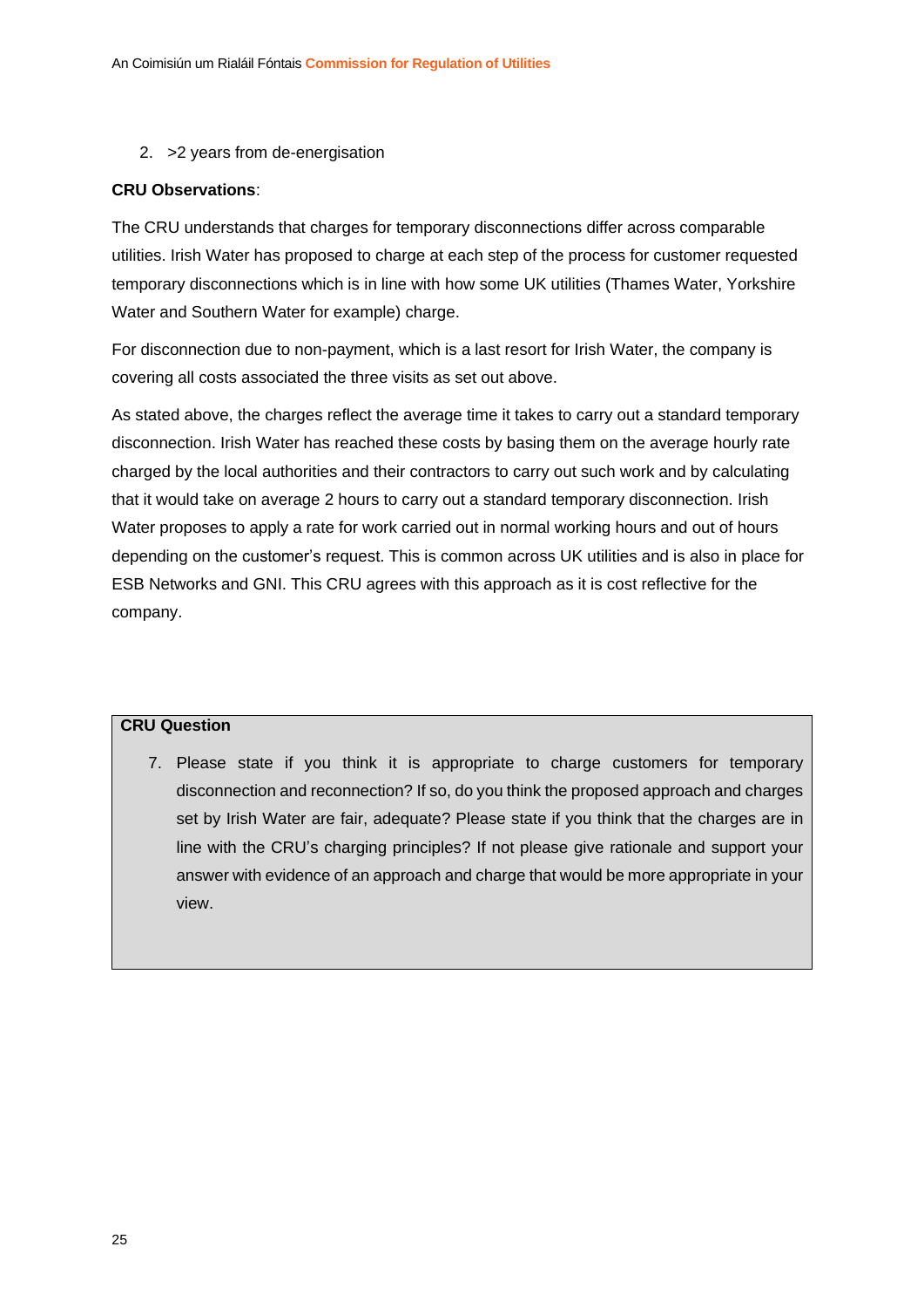2. >2 years from de-energisation

**CRU Observations**:

The CRU understands that charges for temporary disconnections differ across comparable utilities. Irish Water has proposed to charge at each step of the process for customer requested temporary disconnections which is in line with how some UK utilities (Thames Water, Yorkshire Water and Southern Water for example) charge.

For disconnection due to non-payment, which is a last resort for Irish Water, the company is covering all costs associated the three visits as set out above.

As stated above, the charges reflect the average time it takes to carry out a standard temporary disconnection. Irish Water has reached these costs by basing them on the average hourly rate charged by the local authorities and their contractors to carry out such work and by calculating that it would take on average 2 hours to carry out a standard temporary disconnection. Irish Water proposes to apply a rate for work carried out in normal working hours and out of hours depending on the customer's request. This is common across UK utilities and is also in place for ESB Networks and GNI. This CRU agrees with this approach as it is cost reflective for the company.

**CRU Question**

7. Please state if you think it is appropriate to charge customers for temporary disconnection and reconnection? If so, do you think the proposed approach and charges set by Irish Water are fair, adequate? Please state if you think that the charges are in line with the CRU's charging principles? If not please give rationale and support your answer with evidence of an approach and charge that would be more appropriate in your view.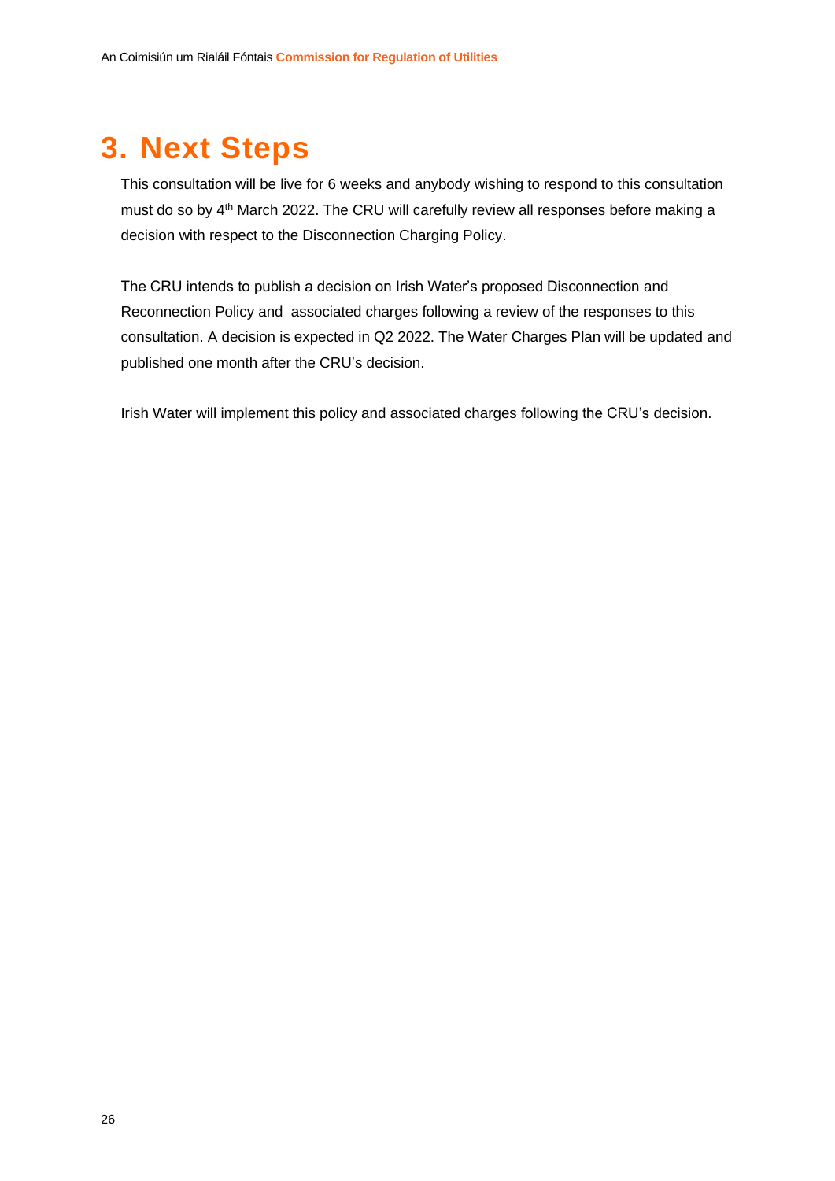# 3. Next Steps

This consultation will be live for 6 weeks and anybody wishing to respond to this consultation must do so by 4th March 2022. The CRU will carefully review all responses before making a decision with respect to the Disconnection Charging Policy.

The CRU intends to publish a decision on Irish Water's proposed Disconnection and Reconnection Policy and associated charges following a review of the responses to this consultation. A decision is expected in Q2 2022. The Water Charges Plan will be updated and published one month after the CRU's decision.

Irish Water will implement this policy and associated charges following the CRU's decision.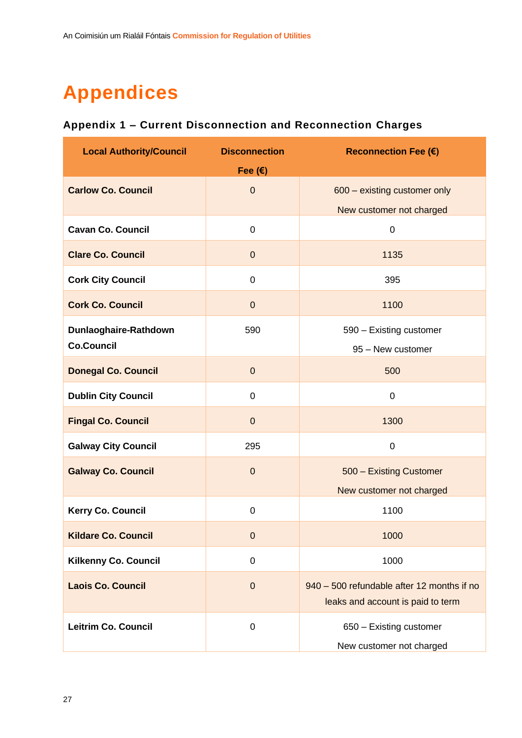# Appendices

## Appendix 1 – Current Disconnection and Reconnection Charges

| Local Authority/Council | Disconnection Fee (€) | Reconnection Fee (€) |
|---|---|---|
| **Carlow Co. Council** | 0 | 600 – existing customer only<br>New customer not charged |
| **Cavan Co. Council** | 0 | 0 |
| **Clare Co. Council** | 0 | 1135 |
| **Cork City Council** | 0 | 395 |
| **Cork Co. Council** | 0 | 1100 |
| **Dunlaoghaire-Rathdown Co.Council** | 590 | 590 – Existing customer<br>95 – New customer |
| **Donegal Co. Council** | 0 | 500 |
| **Dublin City Council** | 0 | 0 |
| **Fingal Co. Council** | 0 | 1300 |
| **Galway City Council** | 295 | 0 |
| **Galway Co. Council** | 0 | 500 – Existing Customer<br>New customer not charged |
| **Kerry Co. Council** | 0 | 1100 |
| **Kildare Co. Council** | 0 | 1000 |
| **Kilkenny Co. Council** | 0 | 1000 |
| **Laois Co. Council** | 0 | 940 – 500 refundable after 12 months if no leaks and account is paid to term |
| **Leitrim Co. Council** | 0 | 650 – Existing customer<br>New customer not charged |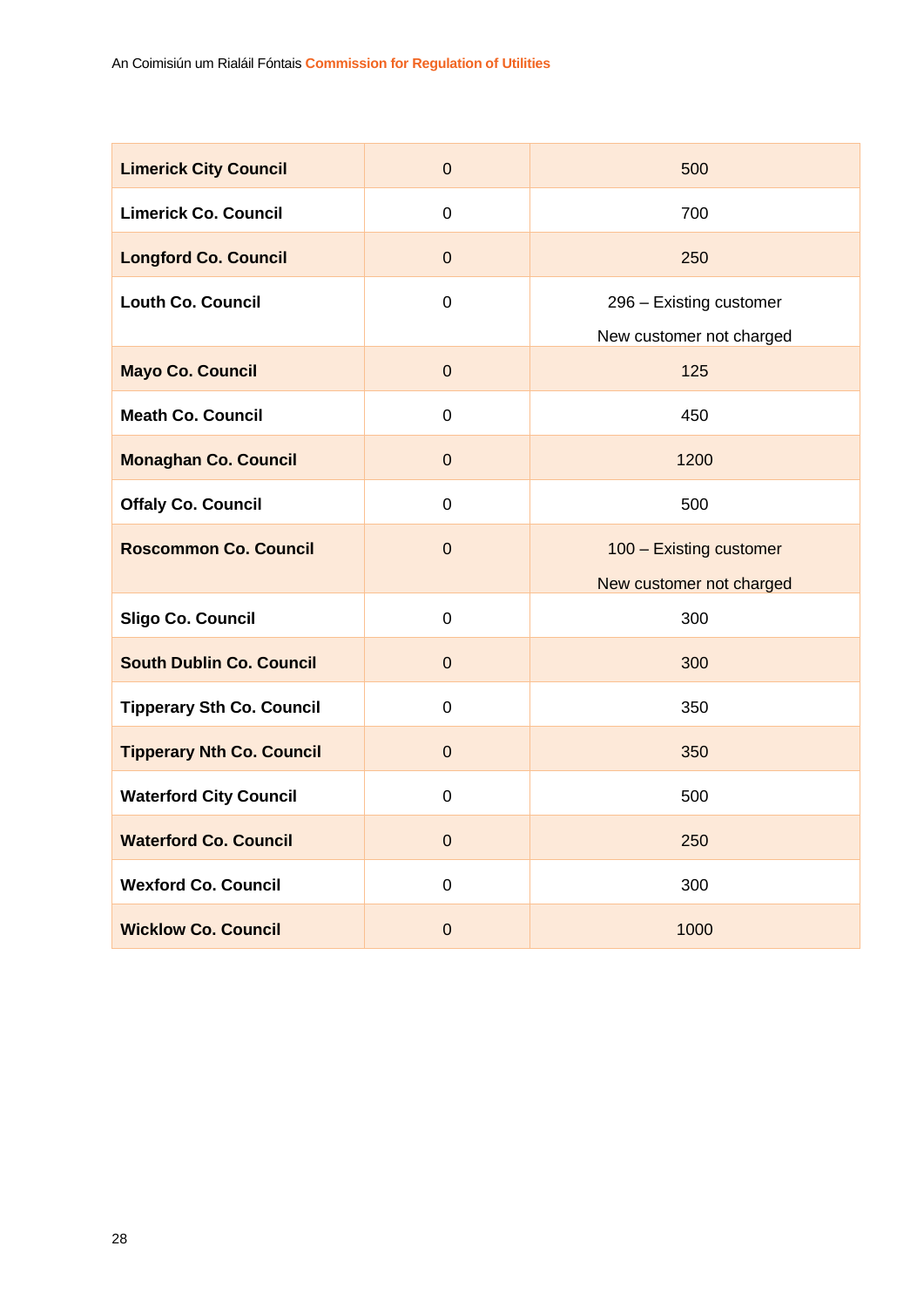| | | |
|---|---|---|
| **Limerick City Council** | 0 | 500 |
| **Limerick Co. Council** | 0 | 700 |
| **Longford Co. Council** | 0 | 250 |
| **Louth Co. Council** | 0 | 296 – Existing customer<br>New customer not charged |
| **Mayo Co. Council** | 0 | 125 |
| **Meath Co. Council** | 0 | 450 |
| **Monaghan Co. Council** | 0 | 1200 |
| **Offaly Co. Council** | 0 | 500 |
| **Roscommon Co. Council** | 0 | 100 – Existing customer<br>New customer not charged |
| **Sligo Co. Council** | 0 | 300 |
| **South Dublin Co. Council** | 0 | 300 |
| **Tipperary Sth Co. Council** | 0 | 350 |
| **Tipperary Nth Co. Council** | 0 | 350 |
| **Waterford City Council** | 0 | 500 |
| **Waterford Co. Council** | 0 | 250 |
| **Wexford Co. Council** | 0 | 300 |
| **Wicklow Co. Council** | 0 | 1000 |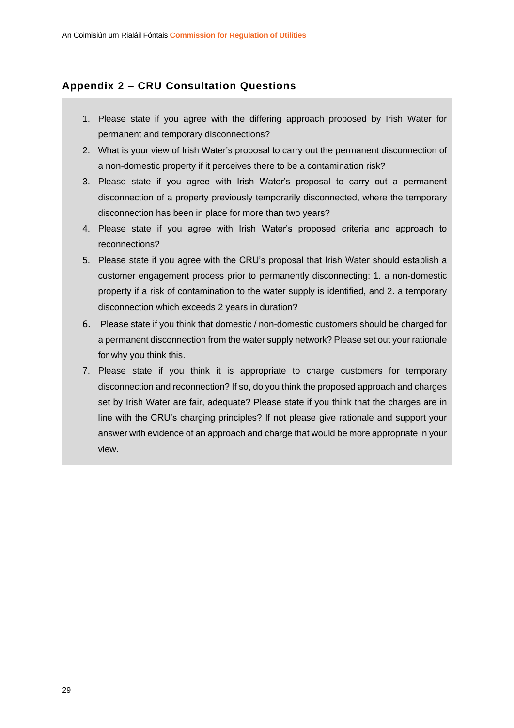## Appendix 2 – CRU Consultation Questions

1. Please state if you agree with the differing approach proposed by Irish Water for permanent and temporary disconnections?
2. What is your view of Irish Water's proposal to carry out the permanent disconnection of a non-domestic property if it perceives there to be a contamination risk?
3. Please state if you agree with Irish Water's proposal to carry out a permanent disconnection of a property previously temporarily disconnected, where the temporary disconnection has been in place for more than two years?
4. Please state if you agree with Irish Water's proposed criteria and approach to reconnections?
5. Please state if you agree with the CRU's proposal that Irish Water should establish a customer engagement process prior to permanently disconnecting: 1. a non-domestic property if a risk of contamination to the water supply is identified, and 2. a temporary disconnection which exceeds 2 years in duration?
6. Please state if you think that domestic / non-domestic customers should be charged for a permanent disconnection from the water supply network? Please set out your rationale for why you think this.
7. Please state if you think it is appropriate to charge customers for temporary disconnection and reconnection? If so, do you think the proposed approach and charges set by Irish Water are fair, adequate? Please state if you think that the charges are in line with the CRU's charging principles? If not please give rationale and support your answer with evidence of an approach and charge that would be more appropriate in your view.